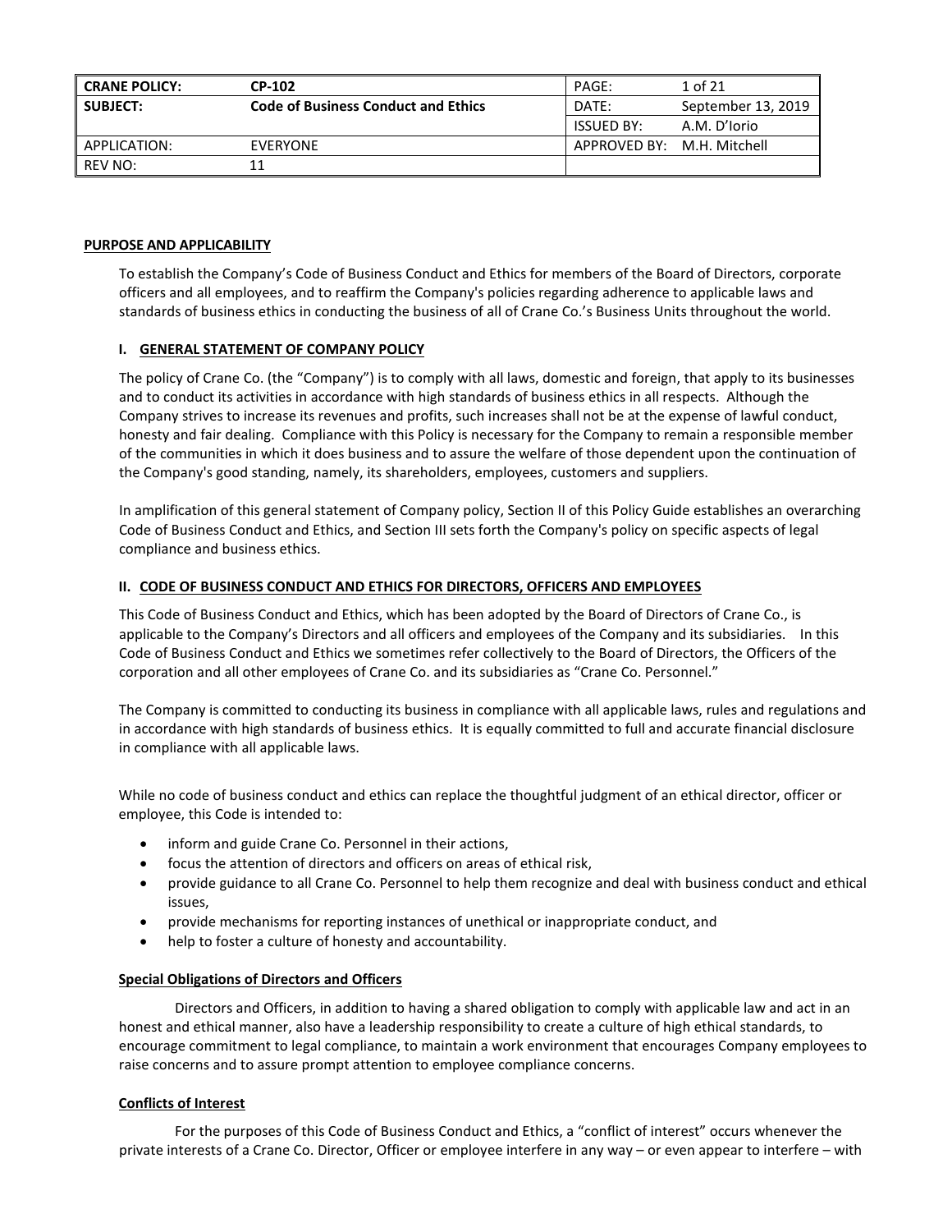| CRANE POLICY: | CP-102 | PAGE: | 1 of 21 |
|---|---|---|---|
| SUBJECT: | Code of Business Conduct and Ethics | DATE: | September 13, 2019 |
| | | ISSUED BY: | A.M. D'Iorio |
| APPLICATION: | EVERYONE | APPROVED BY: | M.H. Mitchell |
| REV NO: | 11 | | |

## PURPOSE AND APPLICABILITY

To establish the Company's Code of Business Conduct and Ethics for members of the Board of Directors, corporate officers and all employees, and to reaffirm the Company's policies regarding adherence to applicable laws and standards of business ethics in conducting the business of all of Crane Co.'s Business Units throughout the world.

## I. GENERAL STATEMENT OF COMPANY POLICY

The policy of Crane Co. (the "Company") is to comply with all laws, domestic and foreign, that apply to its businesses and to conduct its activities in accordance with high standards of business ethics in all respects. Although the Company strives to increase its revenues and profits, such increases shall not be at the expense of lawful conduct, honesty and fair dealing. Compliance with this Policy is necessary for the Company to remain a responsible member of the communities in which it does business and to assure the welfare of those dependent upon the continuation of the Company's good standing, namely, its shareholders, employees, customers and suppliers.

In amplification of this general statement of Company policy, Section II of this Policy Guide establishes an overarching Code of Business Conduct and Ethics, and Section III sets forth the Company's policy on specific aspects of legal compliance and business ethics.

## II. CODE OF BUSINESS CONDUCT AND ETHICS FOR DIRECTORS, OFFICERS AND EMPLOYEES

This Code of Business Conduct and Ethics, which has been adopted by the Board of Directors of Crane Co., is applicable to the Company's Directors and all officers and employees of the Company and its subsidiaries. In this Code of Business Conduct and Ethics we sometimes refer collectively to the Board of Directors, the Officers of the corporation and all other employees of Crane Co. and its subsidiaries as "Crane Co. Personnel."

The Company is committed to conducting its business in compliance with all applicable laws, rules and regulations and in accordance with high standards of business ethics. It is equally committed to full and accurate financial disclosure in compliance with all applicable laws.

While no code of business conduct and ethics can replace the thoughtful judgment of an ethical director, officer or employee, this Code is intended to:

- inform and guide Crane Co. Personnel in their actions,
- focus the attention of directors and officers on areas of ethical risk,
- provide guidance to all Crane Co. Personnel to help them recognize and deal with business conduct and ethical issues,
- provide mechanisms for reporting instances of unethical or inappropriate conduct, and
- help to foster a culture of honesty and accountability.

### Special Obligations of Directors and Officers

Directors and Officers, in addition to having a shared obligation to comply with applicable law and act in an honest and ethical manner, also have a leadership responsibility to create a culture of high ethical standards, to encourage commitment to legal compliance, to maintain a work environment that encourages Company employees to raise concerns and to assure prompt attention to employee compliance concerns.

### Conflicts of Interest

For the purposes of this Code of Business Conduct and Ethics, a "conflict of interest" occurs whenever the private interests of a Crane Co. Director, Officer or employee interfere in any way – or even appear to interfere – with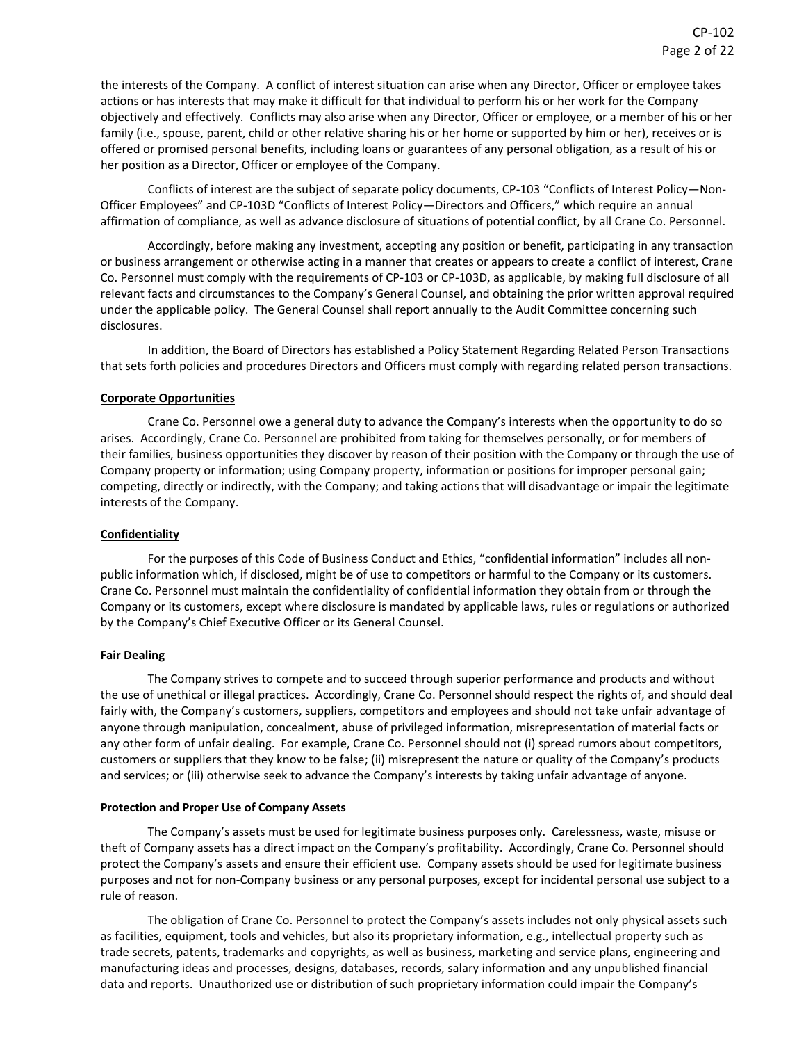the interests of the Company. A conflict of interest situation can arise when any Director, Officer or employee takes actions or has interests that may make it difficult for that individual to perform his or her work for the Company objectively and effectively. Conflicts may also arise when any Director, Officer or employee, or a member of his or her family (i.e., spouse, parent, child or other relative sharing his or her home or supported by him or her), receives or is offered or promised personal benefits, including loans or guarantees of any personal obligation, as a result of his or her position as a Director, Officer or employee of the Company.

Conflicts of interest are the subject of separate policy documents, CP-103 "Conflicts of Interest Policy—Non-Officer Employees" and CP-103D "Conflicts of Interest Policy—Directors and Officers," which require an annual affirmation of compliance, as well as advance disclosure of situations of potential conflict, by all Crane Co. Personnel.

Accordingly, before making any investment, accepting any position or benefit, participating in any transaction or business arrangement or otherwise acting in a manner that creates or appears to create a conflict of interest, Crane Co. Personnel must comply with the requirements of CP-103 or CP-103D, as applicable, by making full disclosure of all relevant facts and circumstances to the Company's General Counsel, and obtaining the prior written approval required under the applicable policy. The General Counsel shall report annually to the Audit Committee concerning such disclosures.

In addition, the Board of Directors has established a Policy Statement Regarding Related Person Transactions that sets forth policies and procedures Directors and Officers must comply with regarding related person transactions.

**Corporate Opportunities**

Crane Co. Personnel owe a general duty to advance the Company's interests when the opportunity to do so arises. Accordingly, Crane Co. Personnel are prohibited from taking for themselves personally, or for members of their families, business opportunities they discover by reason of their position with the Company or through the use of Company property or information; using Company property, information or positions for improper personal gain; competing, directly or indirectly, with the Company; and taking actions that will disadvantage or impair the legitimate interests of the Company.

**Confidentiality**

For the purposes of this Code of Business Conduct and Ethics, "confidential information" includes all non-public information which, if disclosed, might be of use to competitors or harmful to the Company or its customers. Crane Co. Personnel must maintain the confidentiality of confidential information they obtain from or through the Company or its customers, except where disclosure is mandated by applicable laws, rules or regulations or authorized by the Company's Chief Executive Officer or its General Counsel.

**Fair Dealing**

The Company strives to compete and to succeed through superior performance and products and without the use of unethical or illegal practices. Accordingly, Crane Co. Personnel should respect the rights of, and should deal fairly with, the Company's customers, suppliers, competitors and employees and should not take unfair advantage of anyone through manipulation, concealment, abuse of privileged information, misrepresentation of material facts or any other form of unfair dealing. For example, Crane Co. Personnel should not (i) spread rumors about competitors, customers or suppliers that they know to be false; (ii) misrepresent the nature or quality of the Company's products and services; or (iii) otherwise seek to advance the Company's interests by taking unfair advantage of anyone.

**Protection and Proper Use of Company Assets**

The Company's assets must be used for legitimate business purposes only. Carelessness, waste, misuse or theft of Company assets has a direct impact on the Company's profitability. Accordingly, Crane Co. Personnel should protect the Company's assets and ensure their efficient use. Company assets should be used for legitimate business purposes and not for non-Company business or any personal purposes, except for incidental personal use subject to a rule of reason.

The obligation of Crane Co. Personnel to protect the Company's assets includes not only physical assets such as facilities, equipment, tools and vehicles, but also its proprietary information, e.g., intellectual property such as trade secrets, patents, trademarks and copyrights, as well as business, marketing and service plans, engineering and manufacturing ideas and processes, designs, databases, records, salary information and any unpublished financial data and reports. Unauthorized use or distribution of such proprietary information could impair the Company's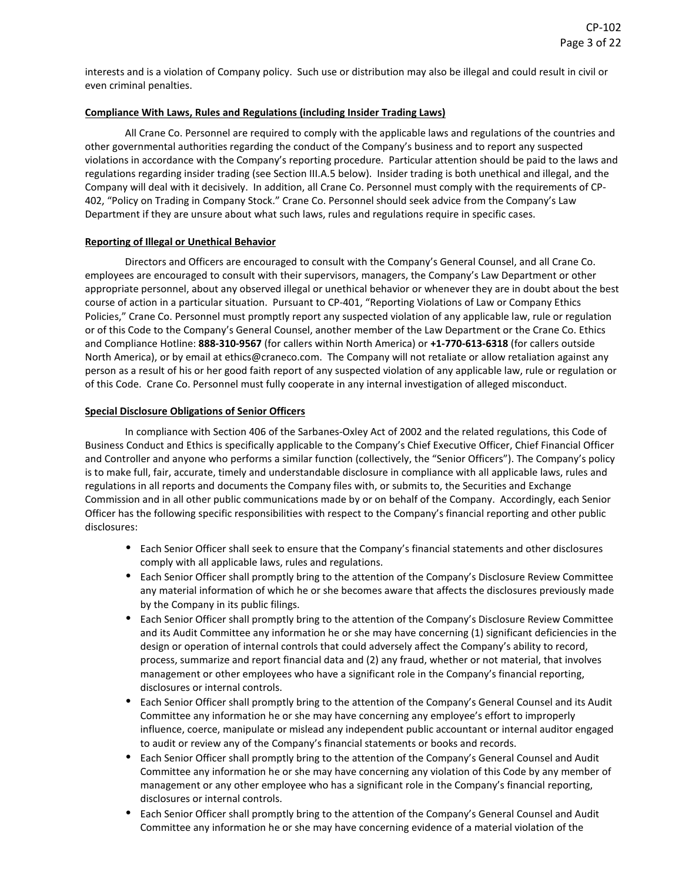interests and is a violation of Company policy. Such use or distribution may also be illegal and could result in civil or even criminal penalties.

**Compliance With Laws, Rules and Regulations (including Insider Trading Laws)**

All Crane Co. Personnel are required to comply with the applicable laws and regulations of the countries and other governmental authorities regarding the conduct of the Company's business and to report any suspected violations in accordance with the Company's reporting procedure. Particular attention should be paid to the laws and regulations regarding insider trading (see Section III.A.5 below). Insider trading is both unethical and illegal, and the Company will deal with it decisively. In addition, all Crane Co. Personnel must comply with the requirements of CP-402, "Policy on Trading in Company Stock." Crane Co. Personnel should seek advice from the Company's Law Department if they are unsure about what such laws, rules and regulations require in specific cases.

**Reporting of Illegal or Unethical Behavior**

Directors and Officers are encouraged to consult with the Company's General Counsel, and all Crane Co. employees are encouraged to consult with their supervisors, managers, the Company's Law Department or other appropriate personnel, about any observed illegal or unethical behavior or whenever they are in doubt about the best course of action in a particular situation. Pursuant to CP-401, "Reporting Violations of Law or Company Ethics Policies," Crane Co. Personnel must promptly report any suspected violation of any applicable law, rule or regulation or of this Code to the Company's General Counsel, another member of the Law Department or the Crane Co. Ethics and Compliance Hotline: **888-310-9567** (for callers within North America) or **+1-770-613-6318** (for callers outside North America), or by email at ethics@craneco.com. The Company will not retaliate or allow retaliation against any person as a result of his or her good faith report of any suspected violation of any applicable law, rule or regulation or of this Code. Crane Co. Personnel must fully cooperate in any internal investigation of alleged misconduct.

**Special Disclosure Obligations of Senior Officers**

In compliance with Section 406 of the Sarbanes-Oxley Act of 2002 and the related regulations, this Code of Business Conduct and Ethics is specifically applicable to the Company's Chief Executive Officer, Chief Financial Officer and Controller and anyone who performs a similar function (collectively, the "Senior Officers"). The Company's policy is to make full, fair, accurate, timely and understandable disclosure in compliance with all applicable laws, rules and regulations in all reports and documents the Company files with, or submits to, the Securities and Exchange Commission and in all other public communications made by or on behalf of the Company. Accordingly, each Senior Officer has the following specific responsibilities with respect to the Company's financial reporting and other public disclosures:

- Each Senior Officer shall seek to ensure that the Company's financial statements and other disclosures comply with all applicable laws, rules and regulations.
- Each Senior Officer shall promptly bring to the attention of the Company's Disclosure Review Committee any material information of which he or she becomes aware that affects the disclosures previously made by the Company in its public filings.
- Each Senior Officer shall promptly bring to the attention of the Company's Disclosure Review Committee and its Audit Committee any information he or she may have concerning (1) significant deficiencies in the design or operation of internal controls that could adversely affect the Company's ability to record, process, summarize and report financial data and (2) any fraud, whether or not material, that involves management or other employees who have a significant role in the Company's financial reporting, disclosures or internal controls.
- Each Senior Officer shall promptly bring to the attention of the Company's General Counsel and its Audit Committee any information he or she may have concerning any employee's effort to improperly influence, coerce, manipulate or mislead any independent public accountant or internal auditor engaged to audit or review any of the Company's financial statements or books and records.
- Each Senior Officer shall promptly bring to the attention of the Company's General Counsel and Audit Committee any information he or she may have concerning any violation of this Code by any member of management or any other employee who has a significant role in the Company's financial reporting, disclosures or internal controls.
- Each Senior Officer shall promptly bring to the attention of the Company's General Counsel and Audit Committee any information he or she may have concerning evidence of a material violation of the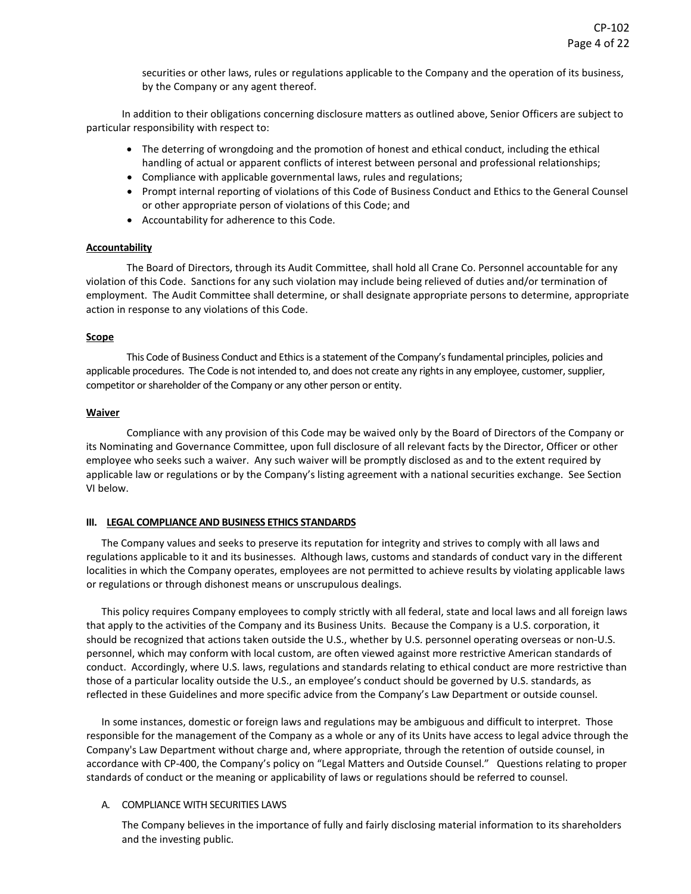securities or other laws, rules or regulations applicable to the Company and the operation of its business, by the Company or any agent thereof.

In addition to their obligations concerning disclosure matters as outlined above, Senior Officers are subject to particular responsibility with respect to:

- The deterring of wrongdoing and the promotion of honest and ethical conduct, including the ethical handling of actual or apparent conflicts of interest between personal and professional relationships;
- Compliance with applicable governmental laws, rules and regulations;
- Prompt internal reporting of violations of this Code of Business Conduct and Ethics to the General Counsel or other appropriate person of violations of this Code; and
- Accountability for adherence to this Code.

**Accountability**

The Board of Directors, through its Audit Committee, shall hold all Crane Co. Personnel accountable for any violation of this Code. Sanctions for any such violation may include being relieved of duties and/or termination of employment. The Audit Committee shall determine, or shall designate appropriate persons to determine, appropriate action in response to any violations of this Code.

**Scope**

This Code of Business Conduct and Ethics is a statement of the Company's fundamental principles, policies and applicable procedures. The Code is not intended to, and does not create any rights in any employee, customer, supplier, competitor or shareholder of the Company or any other person or entity.

**Waiver**

Compliance with any provision of this Code may be waived only by the Board of Directors of the Company or its Nominating and Governance Committee, upon full disclosure of all relevant facts by the Director, Officer or other employee who seeks such a waiver. Any such waiver will be promptly disclosed as and to the extent required by applicable law or regulations or by the Company's listing agreement with a national securities exchange. See Section VI below.

## III. LEGAL COMPLIANCE AND BUSINESS ETHICS STANDARDS

The Company values and seeks to preserve its reputation for integrity and strives to comply with all laws and regulations applicable to it and its businesses. Although laws, customs and standards of conduct vary in the different localities in which the Company operates, employees are not permitted to achieve results by violating applicable laws or regulations or through dishonest means or unscrupulous dealings.

This policy requires Company employees to comply strictly with all federal, state and local laws and all foreign laws that apply to the activities of the Company and its Business Units. Because the Company is a U.S. corporation, it should be recognized that actions taken outside the U.S., whether by U.S. personnel operating overseas or non-U.S. personnel, which may conform with local custom, are often viewed against more restrictive American standards of conduct. Accordingly, where U.S. laws, regulations and standards relating to ethical conduct are more restrictive than those of a particular locality outside the U.S., an employee's conduct should be governed by U.S. standards, as reflected in these Guidelines and more specific advice from the Company's Law Department or outside counsel.

In some instances, domestic or foreign laws and regulations may be ambiguous and difficult to interpret. Those responsible for the management of the Company as a whole or any of its Units have access to legal advice through the Company's Law Department without charge and, where appropriate, through the retention of outside counsel, in accordance with CP-400, the Company's policy on "Legal Matters and Outside Counsel." Questions relating to proper standards of conduct or the meaning or applicability of laws or regulations should be referred to counsel.

### A. COMPLIANCE WITH SECURITIES LAWS

The Company believes in the importance of fully and fairly disclosing material information to its shareholders and the investing public.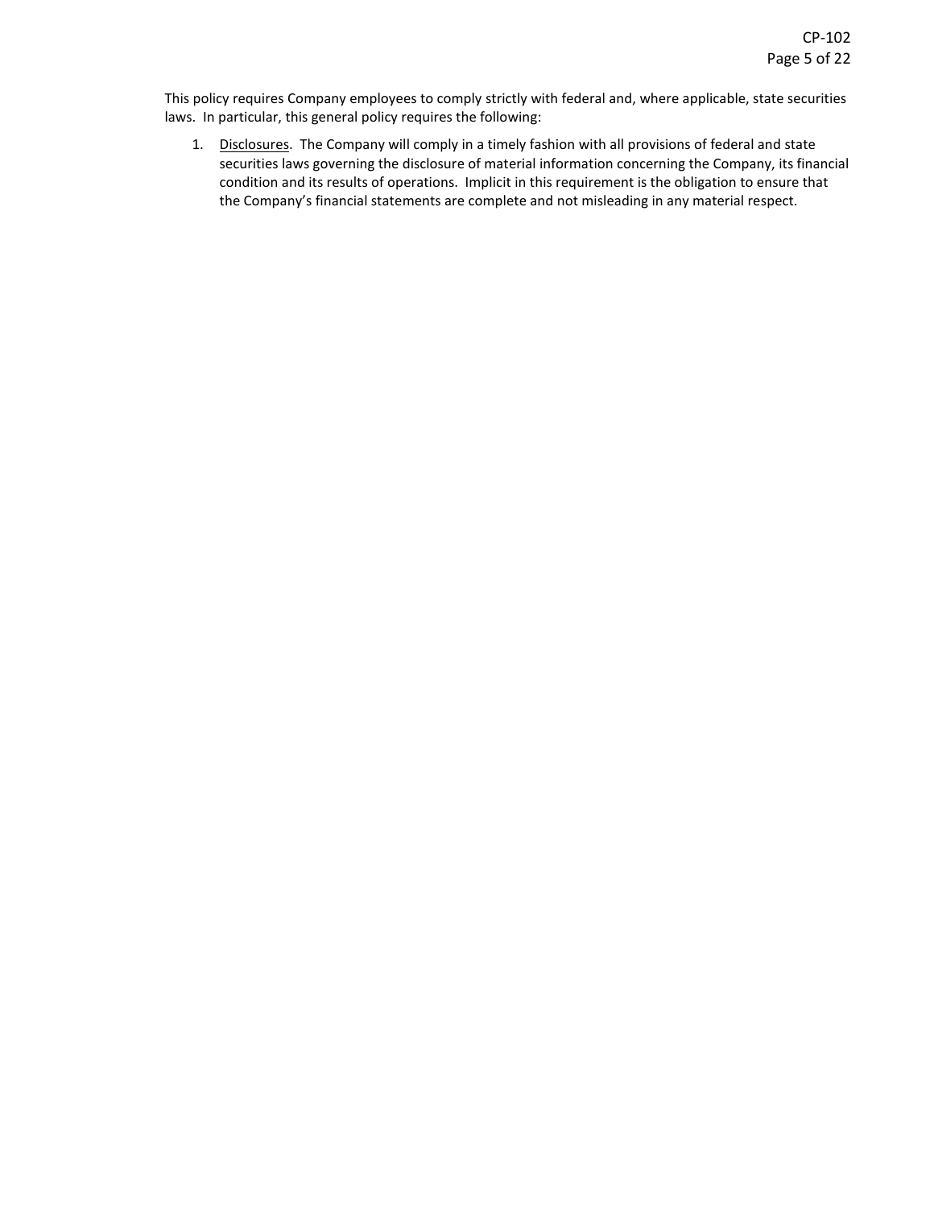This policy requires Company employees to comply strictly with federal and, where applicable, state securities laws. In particular, this general policy requires the following:

1. <u>Disclosures</u>. The Company will comply in a timely fashion with all provisions of federal and state securities laws governing the disclosure of material information concerning the Company, its financial condition and its results of operations. Implicit in this requirement is the obligation to ensure that the Company's financial statements are complete and not misleading in any material respect.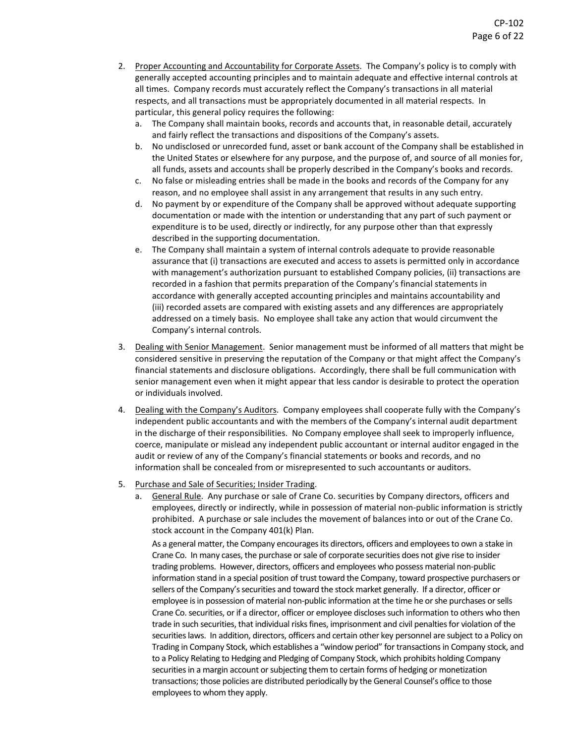2. Proper Accounting and Accountability for Corporate Assets. The Company's policy is to comply with generally accepted accounting principles and to maintain adequate and effective internal controls at all times. Company records must accurately reflect the Company's transactions in all material respects, and all transactions must be appropriately documented in all material respects. In particular, this general policy requires the following:
   a. The Company shall maintain books, records and accounts that, in reasonable detail, accurately and fairly reflect the transactions and dispositions of the Company's assets.
   b. No undisclosed or unrecorded fund, asset or bank account of the Company shall be established in the United States or elsewhere for any purpose, and the purpose of, and source of all monies for, all funds, assets and accounts shall be properly described in the Company's books and records.
   c. No false or misleading entries shall be made in the books and records of the Company for any reason, and no employee shall assist in any arrangement that results in any such entry.
   d. No payment by or expenditure of the Company shall be approved without adequate supporting documentation or made with the intention or understanding that any part of such payment or expenditure is to be used, directly or indirectly, for any purpose other than that expressly described in the supporting documentation.
   e. The Company shall maintain a system of internal controls adequate to provide reasonable assurance that (i) transactions are executed and access to assets is permitted only in accordance with management's authorization pursuant to established Company policies, (ii) transactions are recorded in a fashion that permits preparation of the Company's financial statements in accordance with generally accepted accounting principles and maintains accountability and (iii) recorded assets are compared with existing assets and any differences are appropriately addressed on a timely basis. No employee shall take any action that would circumvent the Company's internal controls.

3. Dealing with Senior Management. Senior management must be informed of all matters that might be considered sensitive in preserving the reputation of the Company or that might affect the Company's financial statements and disclosure obligations. Accordingly, there shall be full communication with senior management even when it might appear that less candor is desirable to protect the operation or individuals involved.

4. Dealing with the Company's Auditors. Company employees shall cooperate fully with the Company's independent public accountants and with the members of the Company's internal audit department in the discharge of their responsibilities. No Company employee shall seek to improperly influence, coerce, manipulate or mislead any independent public accountant or internal auditor engaged in the audit or review of any of the Company's financial statements or books and records, and no information shall be concealed from or misrepresented to such accountants or auditors.

5. Purchase and Sale of Securities; Insider Trading.
   a. General Rule. Any purchase or sale of Crane Co. securities by Company directors, officers and employees, directly or indirectly, while in possession of material non-public information is strictly prohibited. A purchase or sale includes the movement of balances into or out of the Crane Co. stock account in the Company 401(k) Plan.

      As a general matter, the Company encourages its directors, officers and employees to own a stake in Crane Co. In many cases, the purchase or sale of corporate securities does not give rise to insider trading problems. However, directors, officers and employees who possess material non-public information stand in a special position of trust toward the Company, toward prospective purchasers or sellers of the Company's securities and toward the stock market generally. If a director, officer or employee is in possession of material non-public information at the time he or she purchases or sells Crane Co. securities, or if a director, officer or employee discloses such information to others who then trade in such securities, that individual risks fines, imprisonment and civil penalties for violation of the securities laws. In addition, directors, officers and certain other key personnel are subject to a Policy on Trading in Company Stock, which establishes a "window period" for transactions in Company stock, and to a Policy Relating to Hedging and Pledging of Company Stock, which prohibits holding Company securities in a margin account or subjecting them to certain forms of hedging or monetization transactions; those policies are distributed periodically by the General Counsel's office to those employees to whom they apply.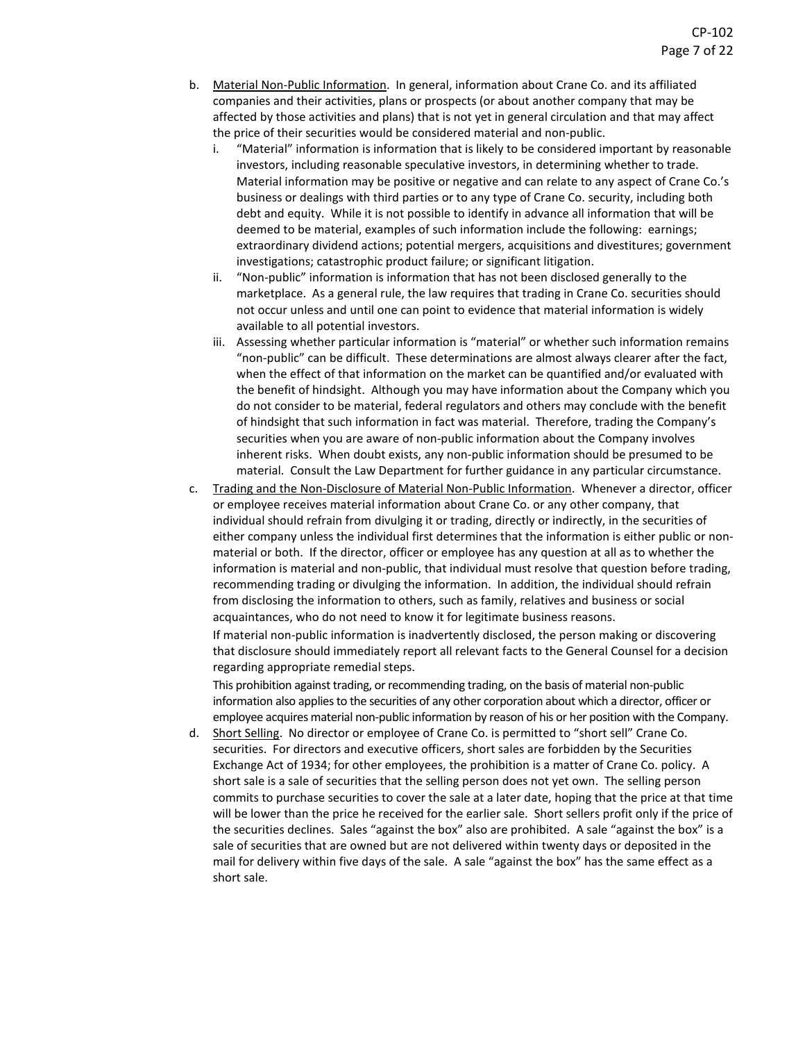b. <u>Material Non-Public Information</u>. In general, information about Crane Co. and its affiliated companies and their activities, plans or prospects (or about another company that may be affected by those activities and plans) that is not yet in general circulation and that may affect the price of their securities would be considered material and non-public.

   i. "Material" information is information that is likely to be considered important by reasonable investors, including reasonable speculative investors, in determining whether to trade. Material information may be positive or negative and can relate to any aspect of Crane Co.'s business or dealings with third parties or to any type of Crane Co. security, including both debt and equity. While it is not possible to identify in advance all information that will be deemed to be material, examples of such information include the following: earnings; extraordinary dividend actions; potential mergers, acquisitions and divestitures; government investigations; catastrophic product failure; or significant litigation.

   ii. "Non-public" information is information that has not been disclosed generally to the marketplace. As a general rule, the law requires that trading in Crane Co. securities should not occur unless and until one can point to evidence that material information is widely available to all potential investors.

   iii. Assessing whether particular information is "material" or whether such information remains "non-public" can be difficult. These determinations are almost always clearer after the fact, when the effect of that information on the market can be quantified and/or evaluated with the benefit of hindsight. Although you may have information about the Company which you do not consider to be material, federal regulators and others may conclude with the benefit of hindsight that such information in fact was material. Therefore, trading the Company's securities when you are aware of non-public information about the Company involves inherent risks. When doubt exists, any non-public information should be presumed to be material. Consult the Law Department for further guidance in any particular circumstance.

c. <u>Trading and the Non-Disclosure of Material Non-Public Information</u>. Whenever a director, officer or employee receives material information about Crane Co. or any other company, that individual should refrain from divulging it or trading, directly or indirectly, in the securities of either company unless the individual first determines that the information is either public or non-material or both. If the director, officer or employee has any question at all as to whether the information is material and non-public, that individual must resolve that question before trading, recommending trading or divulging the information. In addition, the individual should refrain from disclosing the information to others, such as family, relatives and business or social acquaintances, who do not need to know it for legitimate business reasons.

   If material non-public information is inadvertently disclosed, the person making or discovering that disclosure should immediately report all relevant facts to the General Counsel for a decision regarding appropriate remedial steps.

   This prohibition against trading, or recommending trading, on the basis of material non-public information also applies to the securities of any other corporation about which a director, officer or employee acquires material non-public information by reason of his or her position with the Company.

d. <u>Short Selling</u>. No director or employee of Crane Co. is permitted to "short sell" Crane Co. securities. For directors and executive officers, short sales are forbidden by the Securities Exchange Act of 1934; for other employees, the prohibition is a matter of Crane Co. policy. A short sale is a sale of securities that the selling person does not yet own. The selling person commits to purchase securities to cover the sale at a later date, hoping that the price at that time will be lower than the price he received for the earlier sale. Short sellers profit only if the price of the securities declines. Sales "against the box" also are prohibited. A sale "against the box" is a sale of securities that are owned but are not delivered within twenty days or deposited in the mail for delivery within five days of the sale. A sale "against the box" has the same effect as a short sale.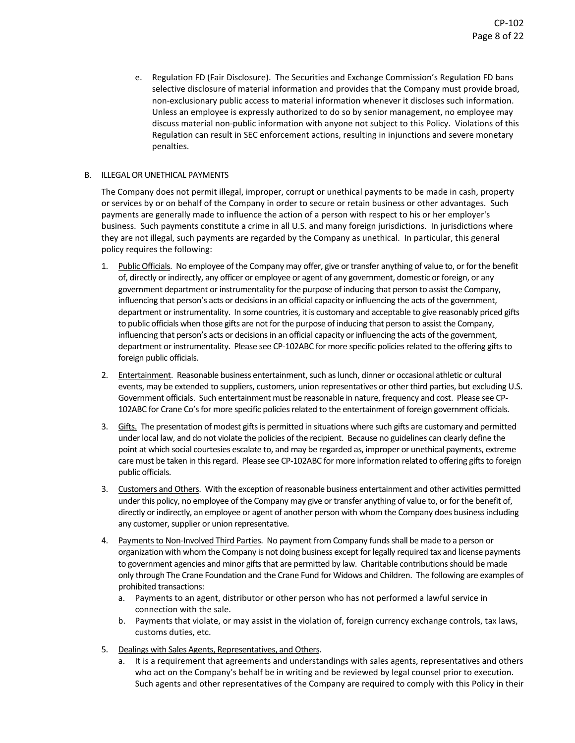e. Regulation FD (Fair Disclosure). The Securities and Exchange Commission's Regulation FD bans selective disclosure of material information and provides that the Company must provide broad, non-exclusionary public access to material information whenever it discloses such information. Unless an employee is expressly authorized to do so by senior management, no employee may discuss material non-public information with anyone not subject to this Policy. Violations of this Regulation can result in SEC enforcement actions, resulting in injunctions and severe monetary penalties.

## B. ILLEGAL OR UNETHICAL PAYMENTS

The Company does not permit illegal, improper, corrupt or unethical payments to be made in cash, property or services by or on behalf of the Company in order to secure or retain business or other advantages. Such payments are generally made to influence the action of a person with respect to his or her employer's business. Such payments constitute a crime in all U.S. and many foreign jurisdictions. In jurisdictions where they are not illegal, such payments are regarded by the Company as unethical. In particular, this general policy requires the following:

1. Public Officials. No employee of the Company may offer, give or transfer anything of value to, or for the benefit of, directly or indirectly, any officer or employee or agent of any government, domestic or foreign, or any government department or instrumentality for the purpose of inducing that person to assist the Company, influencing that person's acts or decisions in an official capacity or influencing the acts of the government, department or instrumentality. In some countries, it is customary and acceptable to give reasonably priced gifts to public officials when those gifts are not for the purpose of inducing that person to assist the Company, influencing that person's acts or decisions in an official capacity or influencing the acts of the government, department or instrumentality. Please see CP-102ABC for more specific policies related to the offering gifts to foreign public officials.

2. Entertainment. Reasonable business entertainment, such as lunch, dinner or occasional athletic or cultural events, may be extended to suppliers, customers, union representatives or other third parties, but excluding U.S. Government officials. Such entertainment must be reasonable in nature, frequency and cost. Please see CP-102ABC for Crane Co's for more specific policies related to the entertainment of foreign government officials.

3. Gifts. The presentation of modest gifts is permitted in situations where such gifts are customary and permitted under local law, and do not violate the policies of the recipient. Because no guidelines can clearly define the point at which social courtesies escalate to, and may be regarded as, improper or unethical payments, extreme care must be taken in this regard. Please see CP-102ABC for more information related to offering gifts to foreign public officials.

3. Customers and Others. With the exception of reasonable business entertainment and other activities permitted under this policy, no employee of the Company may give or transfer anything of value to, or for the benefit of, directly or indirectly, an employee or agent of another person with whom the Company does business including any customer, supplier or union representative.

4. Payments to Non-Involved Third Parties. No payment from Company funds shall be made to a person or organization with whom the Company is not doing business except for legally required tax and license payments to government agencies and minor gifts that are permitted by law. Charitable contributions should be made only through The Crane Foundation and the Crane Fund for Widows and Children. The following are examples of prohibited transactions:
   a. Payments to an agent, distributor or other person who has not performed a lawful service in connection with the sale.
   b. Payments that violate, or may assist in the violation of, foreign currency exchange controls, tax laws, customs duties, etc.

5. Dealings with Sales Agents, Representatives, and Others.
   a. It is a requirement that agreements and understandings with sales agents, representatives and others who act on the Company's behalf be in writing and be reviewed by legal counsel prior to execution. Such agents and other representatives of the Company are required to comply with this Policy in their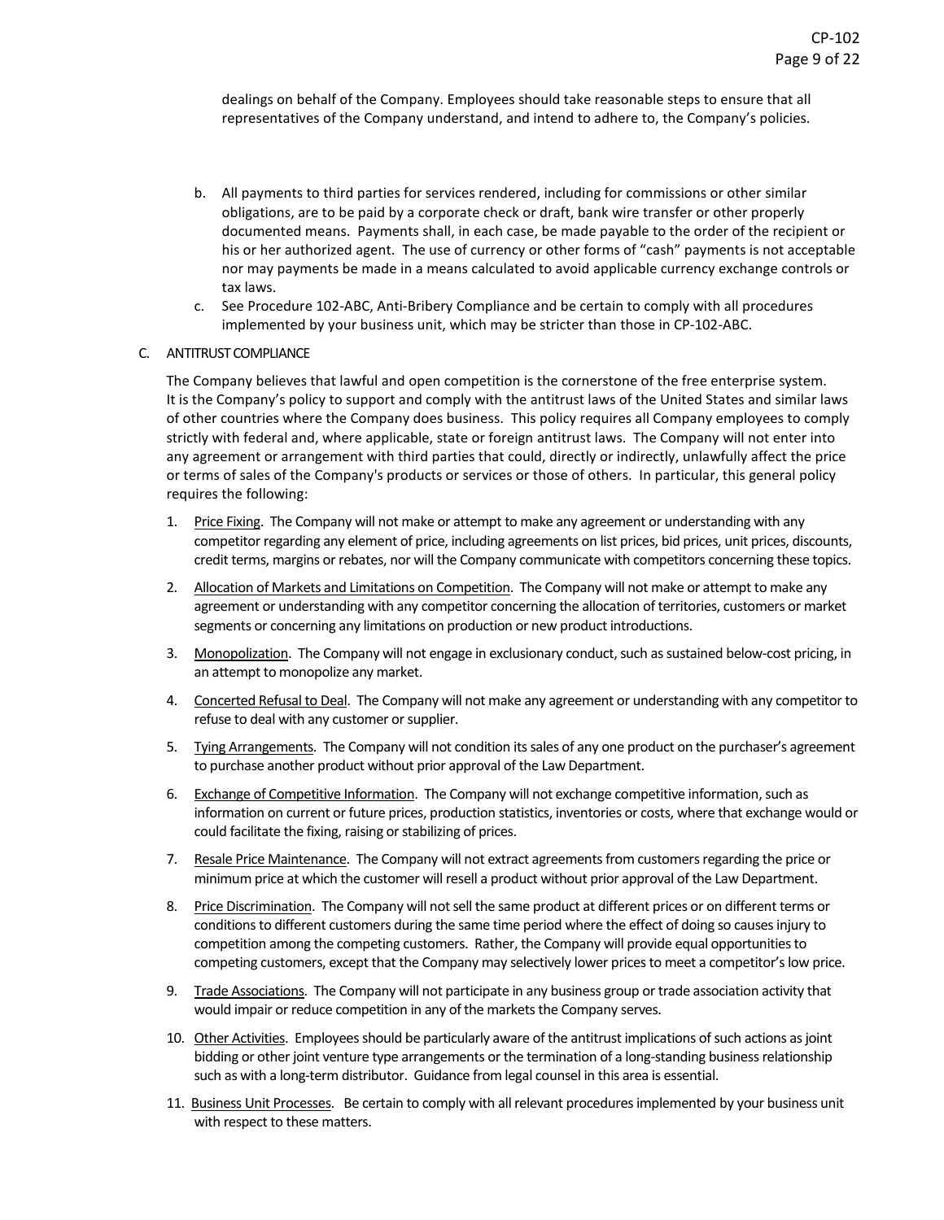dealings on behalf of the Company. Employees should take reasonable steps to ensure that all representatives of the Company understand, and intend to adhere to, the Company's policies.

b. All payments to third parties for services rendered, including for commissions or other similar obligations, are to be paid by a corporate check or draft, bank wire transfer or other properly documented means. Payments shall, in each case, be made payable to the order of the recipient or his or her authorized agent. The use of currency or other forms of "cash" payments is not acceptable nor may payments be made in a means calculated to avoid applicable currency exchange controls or tax laws.

c. See Procedure 102-ABC, Anti-Bribery Compliance and be certain to comply with all procedures implemented by your business unit, which may be stricter than those in CP-102-ABC.

C. ANTITRUST COMPLIANCE

The Company believes that lawful and open competition is the cornerstone of the free enterprise system. It is the Company's policy to support and comply with the antitrust laws of the United States and similar laws of other countries where the Company does business. This policy requires all Company employees to comply strictly with federal and, where applicable, state or foreign antitrust laws. The Company will not enter into any agreement or arrangement with third parties that could, directly or indirectly, unlawfully affect the price or terms of sales of the Company's products or services or those of others. In particular, this general policy requires the following:

1. Price Fixing. The Company will not make or attempt to make any agreement or understanding with any competitor regarding any element of price, including agreements on list prices, bid prices, unit prices, discounts, credit terms, margins or rebates, nor will the Company communicate with competitors concerning these topics.

2. Allocation of Markets and Limitations on Competition. The Company will not make or attempt to make any agreement or understanding with any competitor concerning the allocation of territories, customers or market segments or concerning any limitations on production or new product introductions.

3. Monopolization. The Company will not engage in exclusionary conduct, such as sustained below-cost pricing, in an attempt to monopolize any market.

4. Concerted Refusal to Deal. The Company will not make any agreement or understanding with any competitor to refuse to deal with any customer or supplier.

5. Tying Arrangements. The Company will not condition its sales of any one product on the purchaser's agreement to purchase another product without prior approval of the Law Department.

6. Exchange of Competitive Information. The Company will not exchange competitive information, such as information on current or future prices, production statistics, inventories or costs, where that exchange would or could facilitate the fixing, raising or stabilizing of prices.

7. Resale Price Maintenance. The Company will not extract agreements from customers regarding the price or minimum price at which the customer will resell a product without prior approval of the Law Department.

8. Price Discrimination. The Company will not sell the same product at different prices or on different terms or conditions to different customers during the same time period where the effect of doing so causes injury to competition among the competing customers. Rather, the Company will provide equal opportunities to competing customers, except that the Company may selectively lower prices to meet a competitor's low price.

9. Trade Associations. The Company will not participate in any business group or trade association activity that would impair or reduce competition in any of the markets the Company serves.

10. Other Activities. Employees should be particularly aware of the antitrust implications of such actions as joint bidding or other joint venture type arrangements or the termination of a long-standing business relationship such as with a long-term distributor. Guidance from legal counsel in this area is essential.

11. Business Unit Processes. Be certain to comply with all relevant procedures implemented by your business unit with respect to these matters.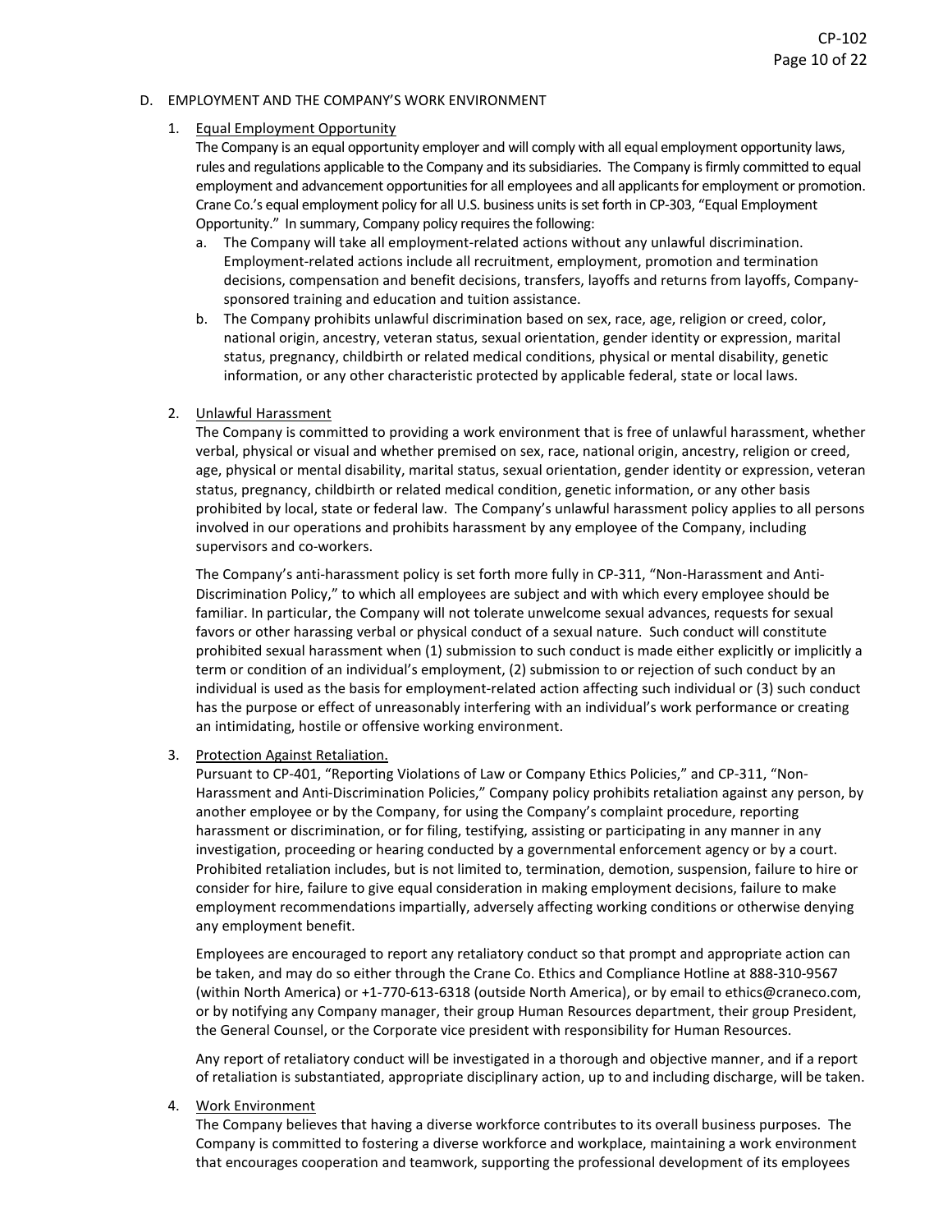## D. EMPLOYMENT AND THE COMPANY'S WORK ENVIRONMENT

### 1. Equal Employment Opportunity

The Company is an equal opportunity employer and will comply with all equal employment opportunity laws, rules and regulations applicable to the Company and its subsidiaries. The Company is firmly committed to equal employment and advancement opportunities for all employees and all applicants for employment or promotion. Crane Co.'s equal employment policy for all U.S. business units is set forth in CP-303, "Equal Employment Opportunity." In summary, Company policy requires the following:

a. The Company will take all employment-related actions without any unlawful discrimination. Employment-related actions include all recruitment, employment, promotion and termination decisions, compensation and benefit decisions, transfers, layoffs and returns from layoffs, Company-sponsored training and education and tuition assistance.

b. The Company prohibits unlawful discrimination based on sex, race, age, religion or creed, color, national origin, ancestry, veteran status, sexual orientation, gender identity or expression, marital status, pregnancy, childbirth or related medical conditions, physical or mental disability, genetic information, or any other characteristic protected by applicable federal, state or local laws.

### 2. Unlawful Harassment

The Company is committed to providing a work environment that is free of unlawful harassment, whether verbal, physical or visual and whether premised on sex, race, national origin, ancestry, religion or creed, age, physical or mental disability, marital status, sexual orientation, gender identity or expression, veteran status, pregnancy, childbirth or related medical condition, genetic information, or any other basis prohibited by local, state or federal law. The Company's unlawful harassment policy applies to all persons involved in our operations and prohibits harassment by any employee of the Company, including supervisors and co-workers.

The Company's anti-harassment policy is set forth more fully in CP-311, "Non-Harassment and Anti-Discrimination Policy," to which all employees are subject and with which every employee should be familiar. In particular, the Company will not tolerate unwelcome sexual advances, requests for sexual favors or other harassing verbal or physical conduct of a sexual nature. Such conduct will constitute prohibited sexual harassment when (1) submission to such conduct is made either explicitly or implicitly a term or condition of an individual's employment, (2) submission to or rejection of such conduct by an individual is used as the basis for employment-related action affecting such individual or (3) such conduct has the purpose or effect of unreasonably interfering with an individual's work performance or creating an intimidating, hostile or offensive working environment.

### 3. Protection Against Retaliation.

Pursuant to CP-401, "Reporting Violations of Law or Company Ethics Policies," and CP-311, "Non-Harassment and Anti-Discrimination Policies," Company policy prohibits retaliation against any person, by another employee or by the Company, for using the Company's complaint procedure, reporting harassment or discrimination, or for filing, testifying, assisting or participating in any manner in any investigation, proceeding or hearing conducted by a governmental enforcement agency or by a court. Prohibited retaliation includes, but is not limited to, termination, demotion, suspension, failure to hire or consider for hire, failure to give equal consideration in making employment decisions, failure to make employment recommendations impartially, adversely affecting working conditions or otherwise denying any employment benefit.

Employees are encouraged to report any retaliatory conduct so that prompt and appropriate action can be taken, and may do so either through the Crane Co. Ethics and Compliance Hotline at 888-310-9567 (within North America) or +1-770-613-6318 (outside North America), or by email to ethics@craneco.com, or by notifying any Company manager, their group Human Resources department, their group President, the General Counsel, or the Corporate vice president with responsibility for Human Resources.

Any report of retaliatory conduct will be investigated in a thorough and objective manner, and if a report of retaliation is substantiated, appropriate disciplinary action, up to and including discharge, will be taken.

### 4. Work Environment

The Company believes that having a diverse workforce contributes to its overall business purposes. The Company is committed to fostering a diverse workforce and workplace, maintaining a work environment that encourages cooperation and teamwork, supporting the professional development of its employees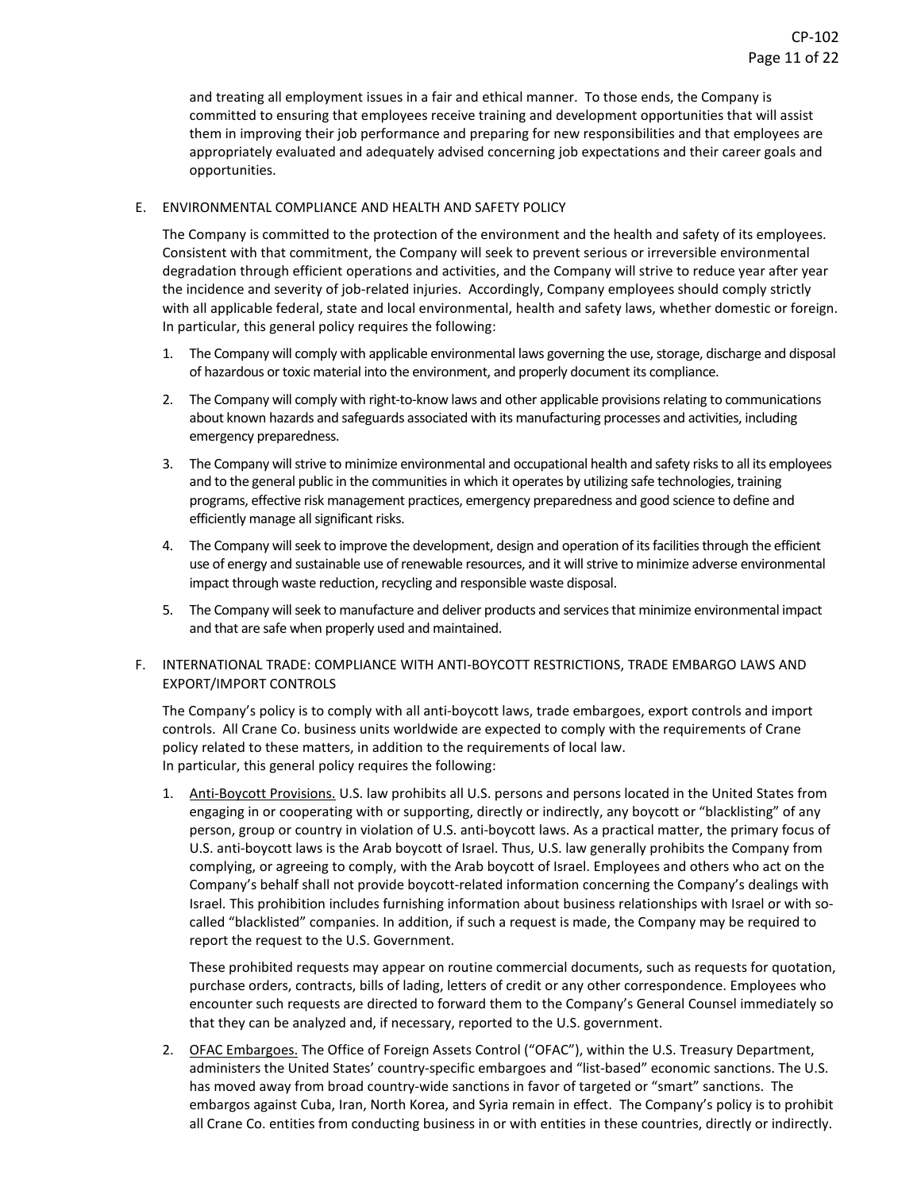and treating all employment issues in a fair and ethical manner. To those ends, the Company is committed to ensuring that employees receive training and development opportunities that will assist them in improving their job performance and preparing for new responsibilities and that employees are appropriately evaluated and adequately advised concerning job expectations and their career goals and opportunities.

E. ENVIRONMENTAL COMPLIANCE AND HEALTH AND SAFETY POLICY

The Company is committed to the protection of the environment and the health and safety of its employees. Consistent with that commitment, the Company will seek to prevent serious or irreversible environmental degradation through efficient operations and activities, and the Company will strive to reduce year after year the incidence and severity of job-related injuries. Accordingly, Company employees should comply strictly with all applicable federal, state and local environmental, health and safety laws, whether domestic or foreign. In particular, this general policy requires the following:

1. The Company will comply with applicable environmental laws governing the use, storage, discharge and disposal of hazardous or toxic material into the environment, and properly document its compliance.
2. The Company will comply with right-to-know laws and other applicable provisions relating to communications about known hazards and safeguards associated with its manufacturing processes and activities, including emergency preparedness.
3. The Company will strive to minimize environmental and occupational health and safety risks to all its employees and to the general public in the communities in which it operates by utilizing safe technologies, training programs, effective risk management practices, emergency preparedness and good science to define and efficiently manage all significant risks.
4. The Company will seek to improve the development, design and operation of its facilities through the efficient use of energy and sustainable use of renewable resources, and it will strive to minimize adverse environmental impact through waste reduction, recycling and responsible waste disposal.
5. The Company will seek to manufacture and deliver products and services that minimize environmental impact and that are safe when properly used and maintained.

F. INTERNATIONAL TRADE: COMPLIANCE WITH ANTI-BOYCOTT RESTRICTIONS, TRADE EMBARGO LAWS AND EXPORT/IMPORT CONTROLS

The Company's policy is to comply with all anti-boycott laws, trade embargoes, export controls and import controls. All Crane Co. business units worldwide are expected to comply with the requirements of Crane policy related to these matters, in addition to the requirements of local law.
In particular, this general policy requires the following:

1. <u>Anti-Boycott Provisions.</u> U.S. law prohibits all U.S. persons and persons located in the United States from engaging in or cooperating with or supporting, directly or indirectly, any boycott or "blacklisting" of any person, group or country in violation of U.S. anti-boycott laws. As a practical matter, the primary focus of U.S. anti-boycott laws is the Arab boycott of Israel. Thus, U.S. law generally prohibits the Company from complying, or agreeing to comply, with the Arab boycott of Israel. Employees and others who act on the Company's behalf shall not provide boycott-related information concerning the Company's dealings with Israel. This prohibition includes furnishing information about business relationships with Israel or with so-called "blacklisted" companies. In addition, if such a request is made, the Company may be required to report the request to the U.S. Government.

   These prohibited requests may appear on routine commercial documents, such as requests for quotation, purchase orders, contracts, bills of lading, letters of credit or any other correspondence. Employees who encounter such requests are directed to forward them to the Company's General Counsel immediately so that they can be analyzed and, if necessary, reported to the U.S. government.

2. <u>OFAC Embargoes.</u> The Office of Foreign Assets Control ("OFAC"), within the U.S. Treasury Department, administers the United States' country-specific embargoes and "list-based" economic sanctions. The U.S. has moved away from broad country-wide sanctions in favor of targeted or "smart" sanctions. The embargos against Cuba, Iran, North Korea, and Syria remain in effect. The Company's policy is to prohibit all Crane Co. entities from conducting business in or with entities in these countries, directly or indirectly.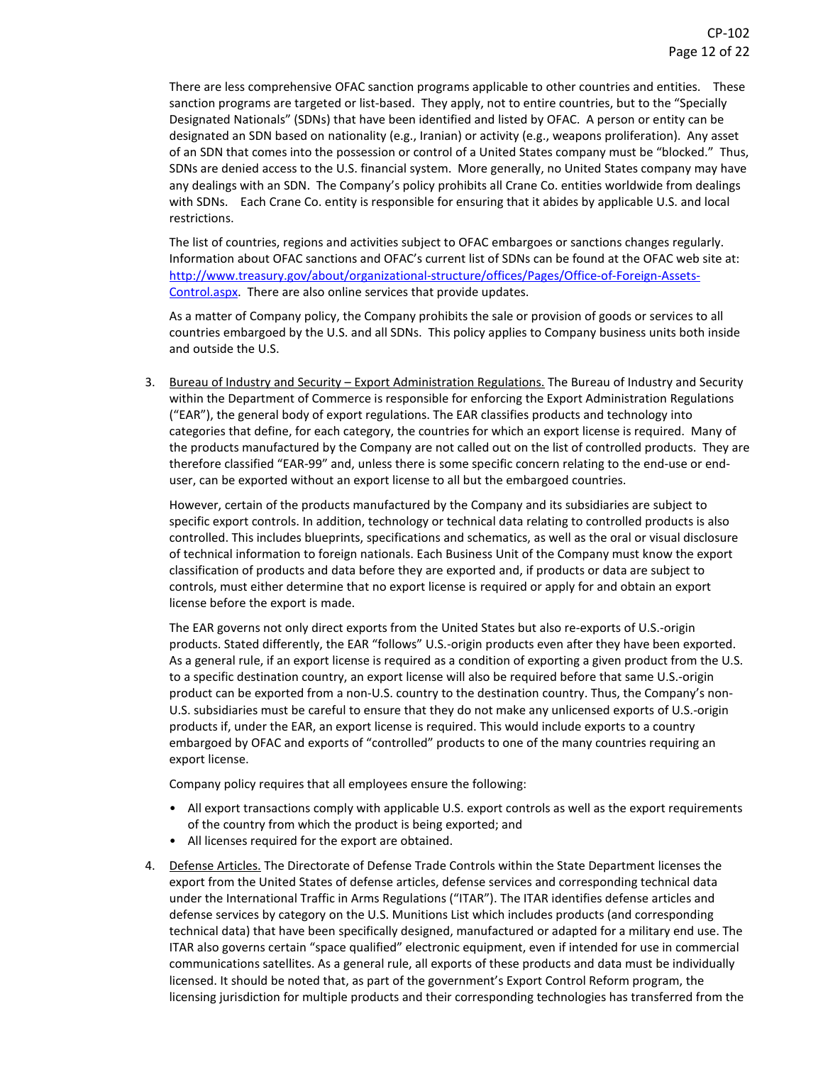There are less comprehensive OFAC sanction programs applicable to other countries and entities. These sanction programs are targeted or list-based. They apply, not to entire countries, but to the "Specially Designated Nationals" (SDNs) that have been identified and listed by OFAC. A person or entity can be designated an SDN based on nationality (e.g., Iranian) or activity (e.g., weapons proliferation). Any asset of an SDN that comes into the possession or control of a United States company must be "blocked." Thus, SDNs are denied access to the U.S. financial system. More generally, no United States company may have any dealings with an SDN. The Company's policy prohibits all Crane Co. entities worldwide from dealings with SDNs. Each Crane Co. entity is responsible for ensuring that it abides by applicable U.S. and local restrictions.

The list of countries, regions and activities subject to OFAC embargoes or sanctions changes regularly. Information about OFAC sanctions and OFAC's current list of SDNs can be found at the OFAC web site at: [http://www.treasury.gov/about/organizational-structure/offices/Pages/Office-of-Foreign-Assets-Control.aspx](http://www.treasury.gov/about/organizational-structure/offices/Pages/Office-of-Foreign-Assets-Control.aspx). There are also online services that provide updates.

As a matter of Company policy, the Company prohibits the sale or provision of goods or services to all countries embargoed by the U.S. and all SDNs. This policy applies to Company business units both inside and outside the U.S.

3. Bureau of Industry and Security – Export Administration Regulations. The Bureau of Industry and Security within the Department of Commerce is responsible for enforcing the Export Administration Regulations ("EAR"), the general body of export regulations. The EAR classifies products and technology into categories that define, for each category, the countries for which an export license is required. Many of the products manufactured by the Company are not called out on the list of controlled products. They are therefore classified "EAR-99" and, unless there is some specific concern relating to the end-use or end-user, can be exported without an export license to all but the embargoed countries.

   However, certain of the products manufactured by the Company and its subsidiaries are subject to specific export controls. In addition, technology or technical data relating to controlled products is also controlled. This includes blueprints, specifications and schematics, as well as the oral or visual disclosure of technical information to foreign nationals. Each Business Unit of the Company must know the export classification of products and data before they are exported and, if products or data are subject to controls, must either determine that no export license is required or apply for and obtain an export license before the export is made.

   The EAR governs not only direct exports from the United States but also re-exports of U.S.-origin products. Stated differently, the EAR "follows" U.S.-origin products even after they have been exported. As a general rule, if an export license is required as a condition of exporting a given product from the U.S. to a specific destination country, an export license will also be required before that same U.S.-origin product can be exported from a non-U.S. country to the destination country. Thus, the Company's non-U.S. subsidiaries must be careful to ensure that they do not make any unlicensed exports of U.S.-origin products if, under the EAR, an export license is required. This would include exports to a country embargoed by OFAC and exports of "controlled" products to one of the many countries requiring an export license.

   Company policy requires that all employees ensure the following:

   - All export transactions comply with applicable U.S. export controls as well as the export requirements of the country from which the product is being exported; and
   - All licenses required for the export are obtained.

4. Defense Articles. The Directorate of Defense Trade Controls within the State Department licenses the export from the United States of defense articles, defense services and corresponding technical data under the International Traffic in Arms Regulations ("ITAR"). The ITAR identifies defense articles and defense services by category on the U.S. Munitions List which includes products (and corresponding technical data) that have been specifically designed, manufactured or adapted for a military end use. The ITAR also governs certain "space qualified" electronic equipment, even if intended for use in commercial communications satellites. As a general rule, all exports of these products and data must be individually licensed. It should be noted that, as part of the government's Export Control Reform program, the licensing jurisdiction for multiple products and their corresponding technologies has transferred from the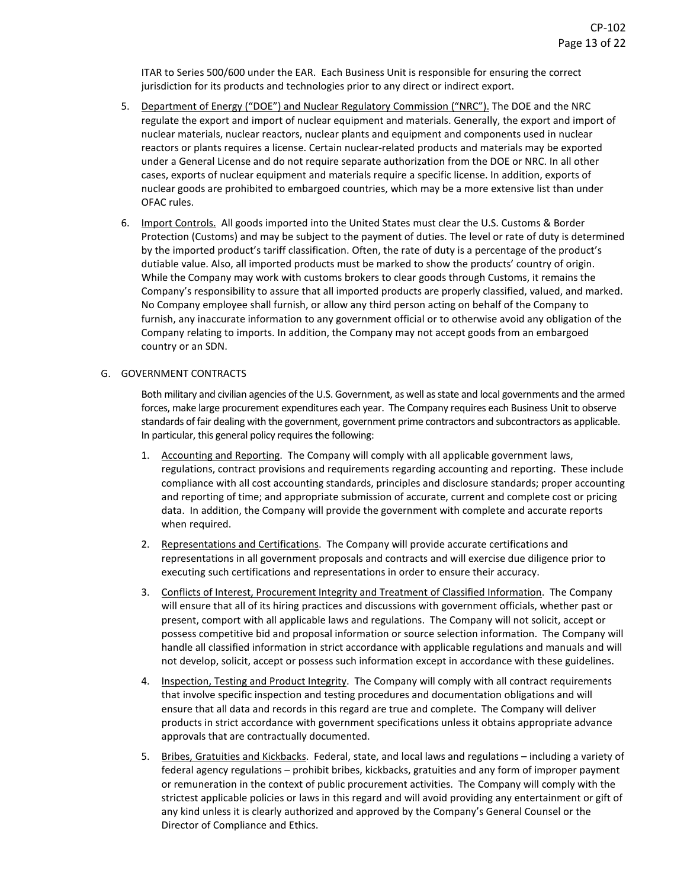ITAR to Series 500/600 under the EAR. Each Business Unit is responsible for ensuring the correct jurisdiction for its products and technologies prior to any direct or indirect export.

5. Department of Energy ("DOE") and Nuclear Regulatory Commission ("NRC"). The DOE and the NRC regulate the export and import of nuclear equipment and materials. Generally, the export and import of nuclear materials, nuclear reactors, nuclear plants and equipment and components used in nuclear reactors or plants requires a license. Certain nuclear-related products and materials may be exported under a General License and do not require separate authorization from the DOE or NRC. In all other cases, exports of nuclear equipment and materials require a specific license. In addition, exports of nuclear goods are prohibited to embargoed countries, which may be a more extensive list than under OFAC rules.

6. Import Controls. All goods imported into the United States must clear the U.S. Customs & Border Protection (Customs) and may be subject to the payment of duties. The level or rate of duty is determined by the imported product's tariff classification. Often, the rate of duty is a percentage of the product's dutiable value. Also, all imported products must be marked to show the products' country of origin. While the Company may work with customs brokers to clear goods through Customs, it remains the Company's responsibility to assure that all imported products are properly classified, valued, and marked. No Company employee shall furnish, or allow any third person acting on behalf of the Company to furnish, any inaccurate information to any government official or to otherwise avoid any obligation of the Company relating to imports. In addition, the Company may not accept goods from an embargoed country or an SDN.

G. GOVERNMENT CONTRACTS

Both military and civilian agencies of the U.S. Government, as well as state and local governments and the armed forces, make large procurement expenditures each year. The Company requires each Business Unit to observe standards of fair dealing with the government, government prime contractors and subcontractors as applicable. In particular, this general policy requires the following:

1. Accounting and Reporting. The Company will comply with all applicable government laws, regulations, contract provisions and requirements regarding accounting and reporting. These include compliance with all cost accounting standards, principles and disclosure standards; proper accounting and reporting of time; and appropriate submission of accurate, current and complete cost or pricing data. In addition, the Company will provide the government with complete and accurate reports when required.

2. Representations and Certifications. The Company will provide accurate certifications and representations in all government proposals and contracts and will exercise due diligence prior to executing such certifications and representations in order to ensure their accuracy.

3. Conflicts of Interest, Procurement Integrity and Treatment of Classified Information. The Company will ensure that all of its hiring practices and discussions with government officials, whether past or present, comport with all applicable laws and regulations. The Company will not solicit, accept or possess competitive bid and proposal information or source selection information. The Company will handle all classified information in strict accordance with applicable regulations and manuals and will not develop, solicit, accept or possess such information except in accordance with these guidelines.

4. Inspection, Testing and Product Integrity. The Company will comply with all contract requirements that involve specific inspection and testing procedures and documentation obligations and will ensure that all data and records in this regard are true and complete. The Company will deliver products in strict accordance with government specifications unless it obtains appropriate advance approvals that are contractually documented.

5. Bribes, Gratuities and Kickbacks. Federal, state, and local laws and regulations – including a variety of federal agency regulations – prohibit bribes, kickbacks, gratuities and any form of improper payment or remuneration in the context of public procurement activities. The Company will comply with the strictest applicable policies or laws in this regard and will avoid providing any entertainment or gift of any kind unless it is clearly authorized and approved by the Company's General Counsel or the Director of Compliance and Ethics.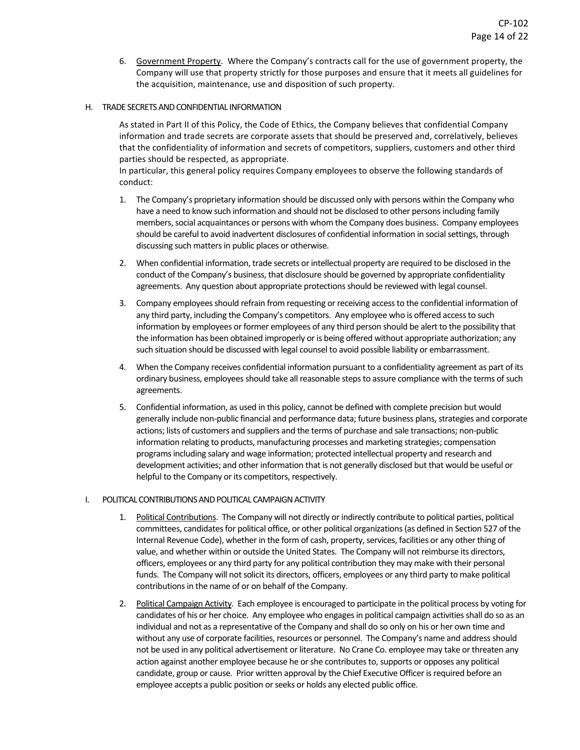6. Government Property. Where the Company's contracts call for the use of government property, the Company will use that property strictly for those purposes and ensure that it meets all guidelines for the acquisition, maintenance, use and disposition of such property.

## H. TRADE SECRETS AND CONFIDENTIAL INFORMATION

As stated in Part II of this Policy, the Code of Ethics, the Company believes that confidential Company information and trade secrets are corporate assets that should be preserved and, correlatively, believes that the confidentiality of information and secrets of competitors, suppliers, customers and other third parties should be respected, as appropriate.
In particular, this general policy requires Company employees to observe the following standards of conduct:

1. The Company's proprietary information should be discussed only with persons within the Company who have a need to know such information and should not be disclosed to other persons including family members, social acquaintances or persons with whom the Company does business. Company employees should be careful to avoid inadvertent disclosures of confidential information in social settings, through discussing such matters in public places or otherwise.

2. When confidential information, trade secrets or intellectual property are required to be disclosed in the conduct of the Company's business, that disclosure should be governed by appropriate confidentiality agreements. Any question about appropriate protections should be reviewed with legal counsel.

3. Company employees should refrain from requesting or receiving access to the confidential information of any third party, including the Company's competitors. Any employee who is offered access to such information by employees or former employees of any third person should be alert to the possibility that the information has been obtained improperly or is being offered without appropriate authorization; any such situation should be discussed with legal counsel to avoid possible liability or embarrassment.

4. When the Company receives confidential information pursuant to a confidentiality agreement as part of its ordinary business, employees should take all reasonable steps to assure compliance with the terms of such agreements.

5. Confidential information, as used in this policy, cannot be defined with complete precision but would generally include non-public financial and performance data; future business plans, strategies and corporate actions; lists of customers and suppliers and the terms of purchase and sale transactions; non-public information relating to products, manufacturing processes and marketing strategies; compensation programs including salary and wage information; protected intellectual property and research and development activities; and other information that is not generally disclosed but that would be useful or helpful to the Company or its competitors, respectively.

## I. POLITICAL CONTRIBUTIONS AND POLITICAL CAMPAIGN ACTIVITY

1. Political Contributions. The Company will not directly or indirectly contribute to political parties, political committees, candidates for political office, or other political organizations (as defined in Section 527 of the Internal Revenue Code), whether in the form of cash, property, services, facilities or any other thing of value, and whether within or outside the United States. The Company will not reimburse its directors, officers, employees or any third party for any political contribution they may make with their personal funds. The Company will not solicit its directors, officers, employees or any third party to make political contributions in the name of or on behalf of the Company.

2. Political Campaign Activity. Each employee is encouraged to participate in the political process by voting for candidates of his or her choice. Any employee who engages in political campaign activities shall do so as an individual and not as a representative of the Company and shall do so only on his or her own time and without any use of corporate facilities, resources or personnel. The Company's name and address should not be used in any political advertisement or literature. No Crane Co. employee may take or threaten any action against another employee because he or she contributes to, supports or opposes any political candidate, group or cause. Prior written approval by the Chief Executive Officer is required before an employee accepts a public position or seeks or holds any elected public office.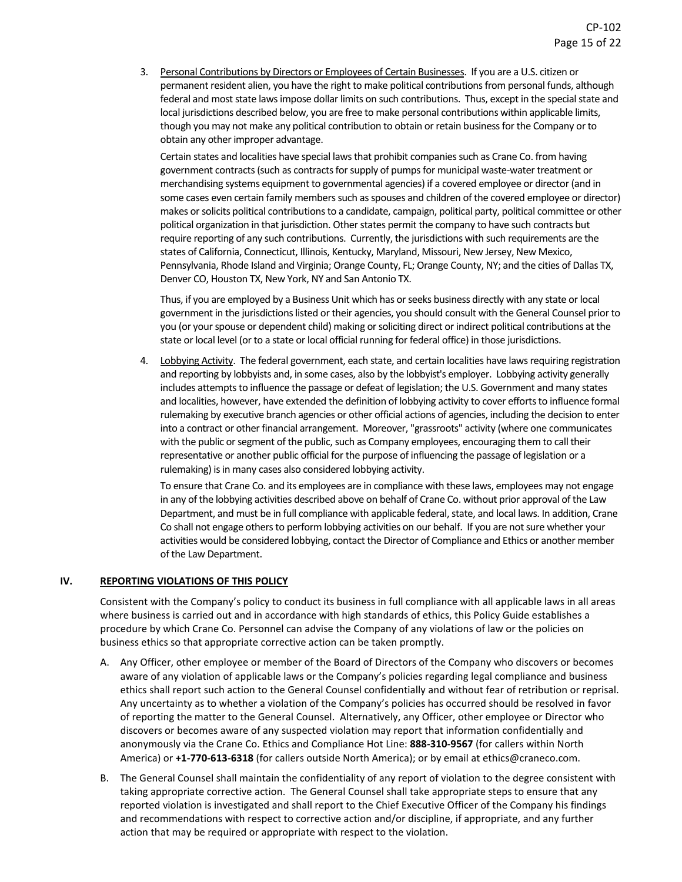3. Personal Contributions by Directors or Employees of Certain Businesses. If you are a U.S. citizen or permanent resident alien, you have the right to make political contributions from personal funds, although federal and most state laws impose dollar limits on such contributions. Thus, except in the special state and local jurisdictions described below, you are free to make personal contributions within applicable limits, though you may not make any political contribution to obtain or retain business for the Company or to obtain any other improper advantage.

   Certain states and localities have special laws that prohibit companies such as Crane Co. from having government contracts (such as contracts for supply of pumps for municipal waste-water treatment or merchandising systems equipment to governmental agencies) if a covered employee or director (and in some cases even certain family members such as spouses and children of the covered employee or director) makes or solicits political contributions to a candidate, campaign, political party, political committee or other political organization in that jurisdiction. Other states permit the company to have such contracts but require reporting of any such contributions. Currently, the jurisdictions with such requirements are the states of California, Connecticut, Illinois, Kentucky, Maryland, Missouri, New Jersey, New Mexico, Pennsylvania, Rhode Island and Virginia; Orange County, FL; Orange County, NY; and the cities of Dallas TX, Denver CO, Houston TX, New York, NY and San Antonio TX.

   Thus, if you are employed by a Business Unit which has or seeks business directly with any state or local government in the jurisdictions listed or their agencies, you should consult with the General Counsel prior to you (or your spouse or dependent child) making or soliciting direct or indirect political contributions at the state or local level (or to a state or local official running for federal office) in those jurisdictions.

4. Lobbying Activity. The federal government, each state, and certain localities have laws requiring registration and reporting by lobbyists and, in some cases, also by the lobbyist's employer. Lobbying activity generally includes attempts to influence the passage or defeat of legislation; the U.S. Government and many states and localities, however, have extended the definition of lobbying activity to cover efforts to influence formal rulemaking by executive branch agencies or other official actions of agencies, including the decision to enter into a contract or other financial arrangement. Moreover, "grassroots" activity (where one communicates with the public or segment of the public, such as Company employees, encouraging them to call their representative or another public official for the purpose of influencing the passage of legislation or a rulemaking) is in many cases also considered lobbying activity.

   To ensure that Crane Co. and its employees are in compliance with these laws, employees may not engage in any of the lobbying activities described above on behalf of Crane Co. without prior approval of the Law Department, and must be in full compliance with applicable federal, state, and local laws. In addition, Crane Co shall not engage others to perform lobbying activities on our behalf. If you are not sure whether your activities would be considered lobbying, contact the Director of Compliance and Ethics or another member of the Law Department.

## IV. REPORTING VIOLATIONS OF THIS POLICY

Consistent with the Company's policy to conduct its business in full compliance with all applicable laws in all areas where business is carried out and in accordance with high standards of ethics, this Policy Guide establishes a procedure by which Crane Co. Personnel can advise the Company of any violations of law or the policies on business ethics so that appropriate corrective action can be taken promptly.

A. Any Officer, other employee or member of the Board of Directors of the Company who discovers or becomes aware of any violation of applicable laws or the Company's policies regarding legal compliance and business ethics shall report such action to the General Counsel confidentially and without fear of retribution or reprisal. Any uncertainty as to whether a violation of the Company's policies has occurred should be resolved in favor of reporting the matter to the General Counsel. Alternatively, any Officer, other employee or Director who discovers or becomes aware of any suspected violation may report that information confidentially and anonymously via the Crane Co. Ethics and Compliance Hot Line: **888-310-9567** (for callers within North America) or **+1-770-613-6318** (for callers outside North America); or by email at ethics@craneco.com.

B. The General Counsel shall maintain the confidentiality of any report of violation to the degree consistent with taking appropriate corrective action. The General Counsel shall take appropriate steps to ensure that any reported violation is investigated and shall report to the Chief Executive Officer of the Company his findings and recommendations with respect to corrective action and/or discipline, if appropriate, and any further action that may be required or appropriate with respect to the violation.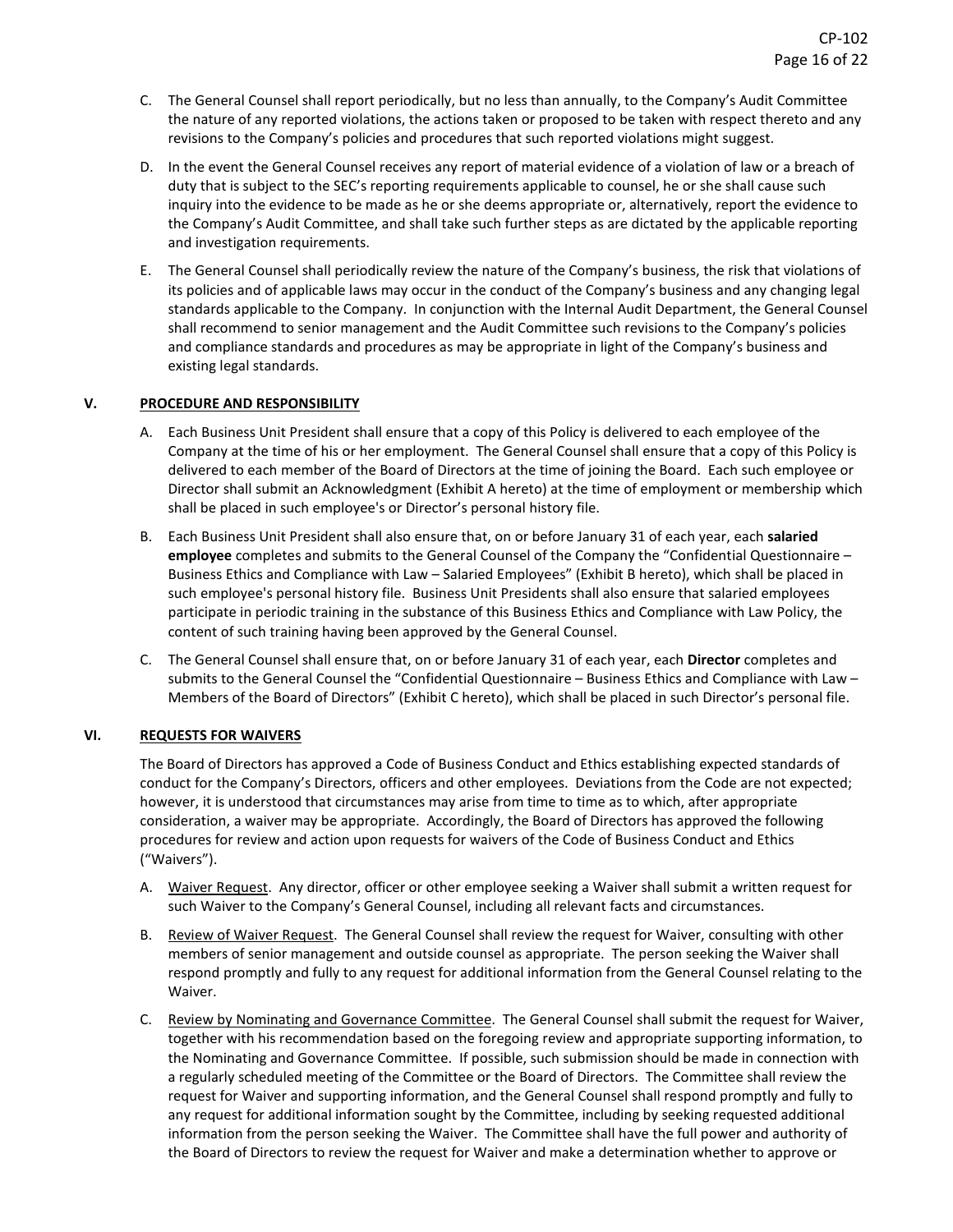C. The General Counsel shall report periodically, but no less than annually, to the Company's Audit Committee the nature of any reported violations, the actions taken or proposed to be taken with respect thereto and any revisions to the Company's policies and procedures that such reported violations might suggest.

D. In the event the General Counsel receives any report of material evidence of a violation of law or a breach of duty that is subject to the SEC's reporting requirements applicable to counsel, he or she shall cause such inquiry into the evidence to be made as he or she deems appropriate or, alternatively, report the evidence to the Company's Audit Committee, and shall take such further steps as are dictated by the applicable reporting and investigation requirements.

E. The General Counsel shall periodically review the nature of the Company's business, the risk that violations of its policies and of applicable laws may occur in the conduct of the Company's business and any changing legal standards applicable to the Company. In conjunction with the Internal Audit Department, the General Counsel shall recommend to senior management and the Audit Committee such revisions to the Company's policies and compliance standards and procedures as may be appropriate in light of the Company's business and existing legal standards.

## V. PROCEDURE AND RESPONSIBILITY

A. Each Business Unit President shall ensure that a copy of this Policy is delivered to each employee of the Company at the time of his or her employment. The General Counsel shall ensure that a copy of this Policy is delivered to each member of the Board of Directors at the time of joining the Board. Each such employee or Director shall submit an Acknowledgment (Exhibit A hereto) at the time of employment or membership which shall be placed in such employee's or Director's personal history file.

B. Each Business Unit President shall also ensure that, on or before January 31 of each year, each **salaried employee** completes and submits to the General Counsel of the Company the "Confidential Questionnaire – Business Ethics and Compliance with Law – Salaried Employees" (Exhibit B hereto), which shall be placed in such employee's personal history file. Business Unit Presidents shall also ensure that salaried employees participate in periodic training in the substance of this Business Ethics and Compliance with Law Policy, the content of such training having been approved by the General Counsel.

C. The General Counsel shall ensure that, on or before January 31 of each year, each **Director** completes and submits to the General Counsel the "Confidential Questionnaire – Business Ethics and Compliance with Law – Members of the Board of Directors" (Exhibit C hereto), which shall be placed in such Director's personal file.

## VI. REQUESTS FOR WAIVERS

The Board of Directors has approved a Code of Business Conduct and Ethics establishing expected standards of conduct for the Company's Directors, officers and other employees. Deviations from the Code are not expected; however, it is understood that circumstances may arise from time to time as to which, after appropriate consideration, a waiver may be appropriate. Accordingly, the Board of Directors has approved the following procedures for review and action upon requests for waivers of the Code of Business Conduct and Ethics ("Waivers").

A. Waiver Request. Any director, officer or other employee seeking a Waiver shall submit a written request for such Waiver to the Company's General Counsel, including all relevant facts and circumstances.

B. Review of Waiver Request. The General Counsel shall review the request for Waiver, consulting with other members of senior management and outside counsel as appropriate. The person seeking the Waiver shall respond promptly and fully to any request for additional information from the General Counsel relating to the Waiver.

C. Review by Nominating and Governance Committee. The General Counsel shall submit the request for Waiver, together with his recommendation based on the foregoing review and appropriate supporting information, to the Nominating and Governance Committee. If possible, such submission should be made in connection with a regularly scheduled meeting of the Committee or the Board of Directors. The Committee shall review the request for Waiver and supporting information, and the General Counsel shall respond promptly and fully to any request for additional information sought by the Committee, including by seeking requested additional information from the person seeking the Waiver. The Committee shall have the full power and authority of the Board of Directors to review the request for Waiver and make a determination whether to approve or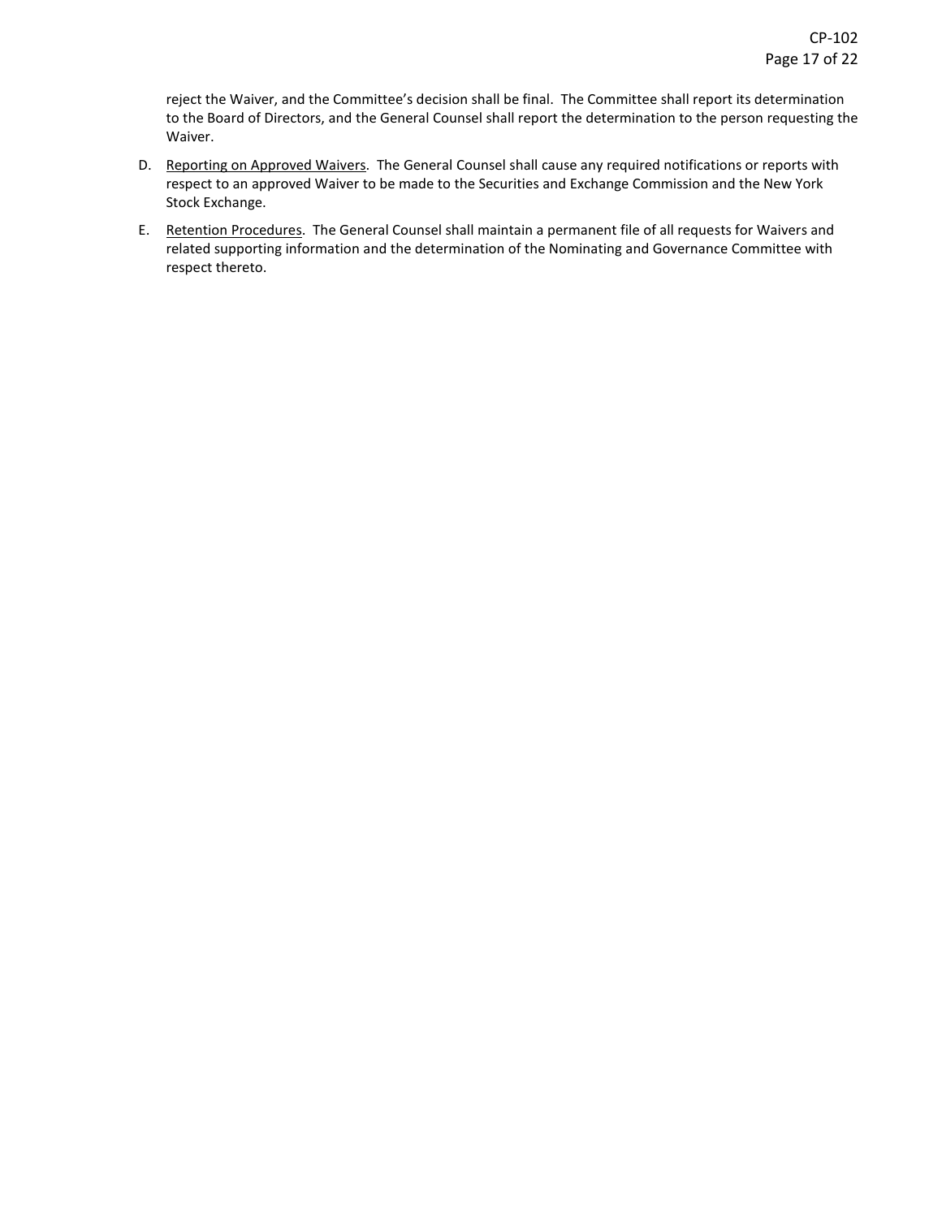reject the Waiver, and the Committee's decision shall be final. The Committee shall report its determination to the Board of Directors, and the General Counsel shall report the determination to the person requesting the Waiver.

D. Reporting on Approved Waivers. The General Counsel shall cause any required notifications or reports with respect to an approved Waiver to be made to the Securities and Exchange Commission and the New York Stock Exchange.

E. Retention Procedures. The General Counsel shall maintain a permanent file of all requests for Waivers and related supporting information and the determination of the Nominating and Governance Committee with respect thereto.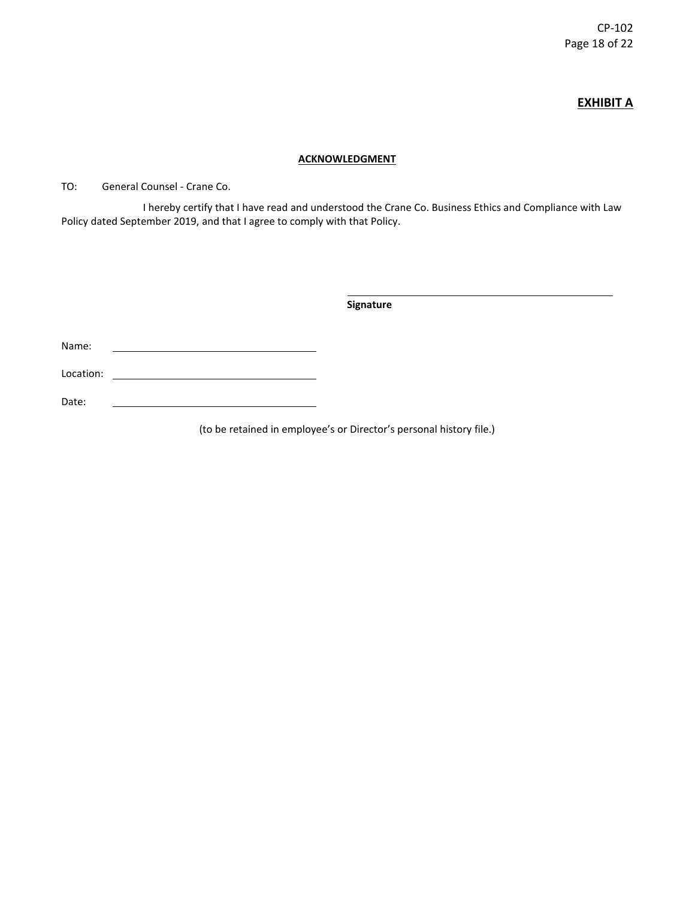**EXHIBIT A**

**ACKNOWLEDGMENT**

TO: General Counsel - Crane Co.

I hereby certify that I have read and understood the Crane Co. Business Ethics and Compliance with Law Policy dated September 2019, and that I agree to comply with that Policy.

\_\_\_\_\_\_\_\_\_\_\_\_\_\_\_\_\_\_\_\_\_\_\_\_\_\_\_\_\_\_\_\_\_\_\_\_\_\_\_\_
**Signature**

Name: \_\_\_\_\_\_\_\_\_\_\_\_\_\_\_\_\_\_\_\_\_\_\_\_\_\_\_\_\_\_

Location: \_\_\_\_\_\_\_\_\_\_\_\_\_\_\_\_\_\_\_\_\_\_\_\_\_\_\_\_\_\_

Date: \_\_\_\_\_\_\_\_\_\_\_\_\_\_\_\_\_\_\_\_\_\_\_\_\_\_\_\_\_\_

(to be retained in employee's or Director's personal history file.)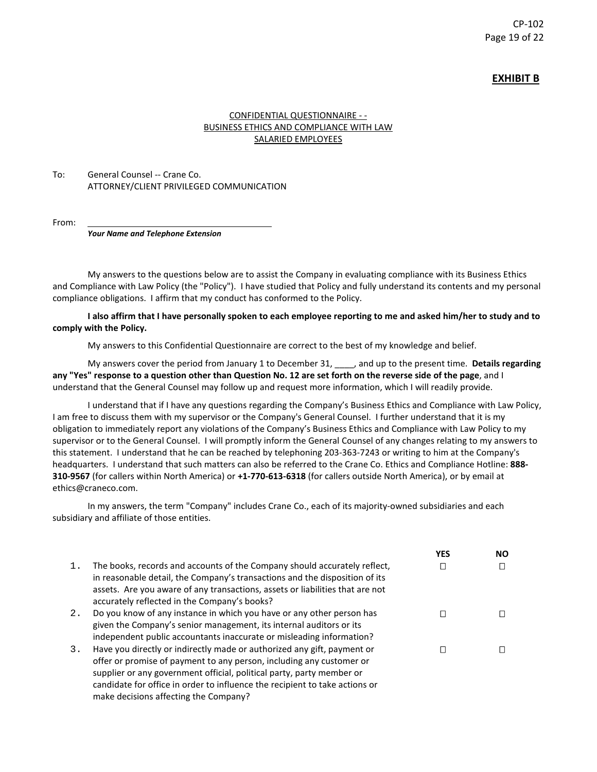**EXHIBIT B**

CONFIDENTIAL QUESTIONNAIRE - -
BUSINESS ETHICS AND COMPLIANCE WITH LAW
SALARIED EMPLOYEES

To: General Counsel -- Crane Co.
ATTORNEY/CLIENT PRIVILEGED COMMUNICATION

From: ______________________________
***Your Name and Telephone Extension***

My answers to the questions below are to assist the Company in evaluating compliance with its Business Ethics and Compliance with Law Policy (the "Policy"). I have studied that Policy and fully understand its contents and my personal compliance obligations. I affirm that my conduct has conformed to the Policy.

**I also affirm that I have personally spoken to each employee reporting to me and asked him/her to study and to comply with the Policy.**

My answers to this Confidential Questionnaire are correct to the best of my knowledge and belief.

My answers cover the period from January 1 to December 31, ____, and up to the present time. **Details regarding any "Yes" response to a question other than Question No. 12 are set forth on the reverse side of the page**, and I understand that the General Counsel may follow up and request more information, which I will readily provide.

I understand that if I have any questions regarding the Company's Business Ethics and Compliance with Law Policy, I am free to discuss them with my supervisor or the Company's General Counsel. I further understand that it is my obligation to immediately report any violations of the Company's Business Ethics and Compliance with Law Policy to my supervisor or to the General Counsel. I will promptly inform the General Counsel of any changes relating to my answers to this statement. I understand that he can be reached by telephoning 203-363-7243 or writing to him at the Company's headquarters. I understand that such matters can also be referred to the Crane Co. Ethics and Compliance Hotline: **888-310-9567** (for callers within North America) or **+1-770-613-6318** (for callers outside North America), or by email at ethics@craneco.com.

In my answers, the term "Company" includes Crane Co., each of its majority-owned subsidiaries and each subsidiary and affiliate of those entities.

| | | YES | NO |
|---|---|---|---|
| 1. | The books, records and accounts of the Company should accurately reflect, in reasonable detail, the Company's transactions and the disposition of its assets. Are you aware of any transactions, assets or liabilities that are not accurately reflected in the Company's books? | ☐ | ☐ |
| 2. | Do you know of any instance in which you have or any other person has given the Company's senior management, its internal auditors or its independent public accountants inaccurate or misleading information? | ☐ | ☐ |
| 3. | Have you directly or indirectly made or authorized any gift, payment or offer or promise of payment to any person, including any customer or supplier or any government official, political party, party member or candidate for office in order to influence the recipient to take actions or make decisions affecting the Company? | ☐ | ☐ |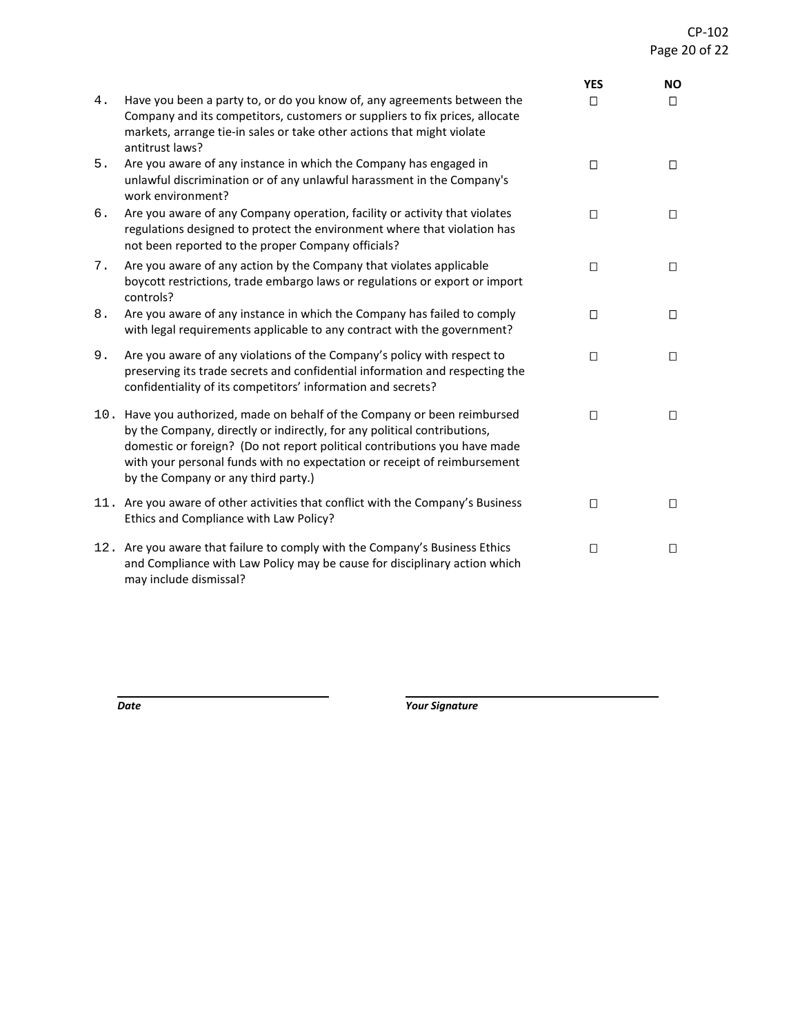| | | YES | NO |
|---|---|---|---|
| 4. | Have you been a party to, or do you know of, any agreements between the Company and its competitors, customers or suppliers to fix prices, allocate markets, arrange tie-in sales or take other actions that might violate antitrust laws? | ☐ | ☐ |
| 5. | Are you aware of any instance in which the Company has engaged in unlawful discrimination or of any unlawful harassment in the Company's work environment? | ☐ | ☐ |
| 6. | Are you aware of any Company operation, facility or activity that violates regulations designed to protect the environment where that violation has not been reported to the proper Company officials? | ☐ | ☐ |
| 7. | Are you aware of any action by the Company that violates applicable boycott restrictions, trade embargo laws or regulations or export or import controls? | ☐ | ☐ |
| 8. | Are you aware of any instance in which the Company has failed to comply with legal requirements applicable to any contract with the government? | ☐ | ☐ |
| 9. | Are you aware of any violations of the Company's policy with respect to preserving its trade secrets and confidential information and respecting the confidentiality of its competitors' information and secrets? | ☐ | ☐ |
| 10. | Have you authorized, made on behalf of the Company or been reimbursed by the Company, directly or indirectly, for any political contributions, domestic or foreign? (Do not report political contributions you have made with your personal funds with no expectation or receipt of reimbursement by the Company or any third party.) | ☐ | ☐ |
| 11. | Are you aware of other activities that conflict with the Company's Business Ethics and Compliance with Law Policy? | ☐ | ☐ |
| 12. | Are you aware that failure to comply with the Company's Business Ethics and Compliance with Law Policy may be cause for disciplinary action which may include dismissal? | ☐ | ☐ |

______________________________ ______________________________

***Date*** ***Your Signature***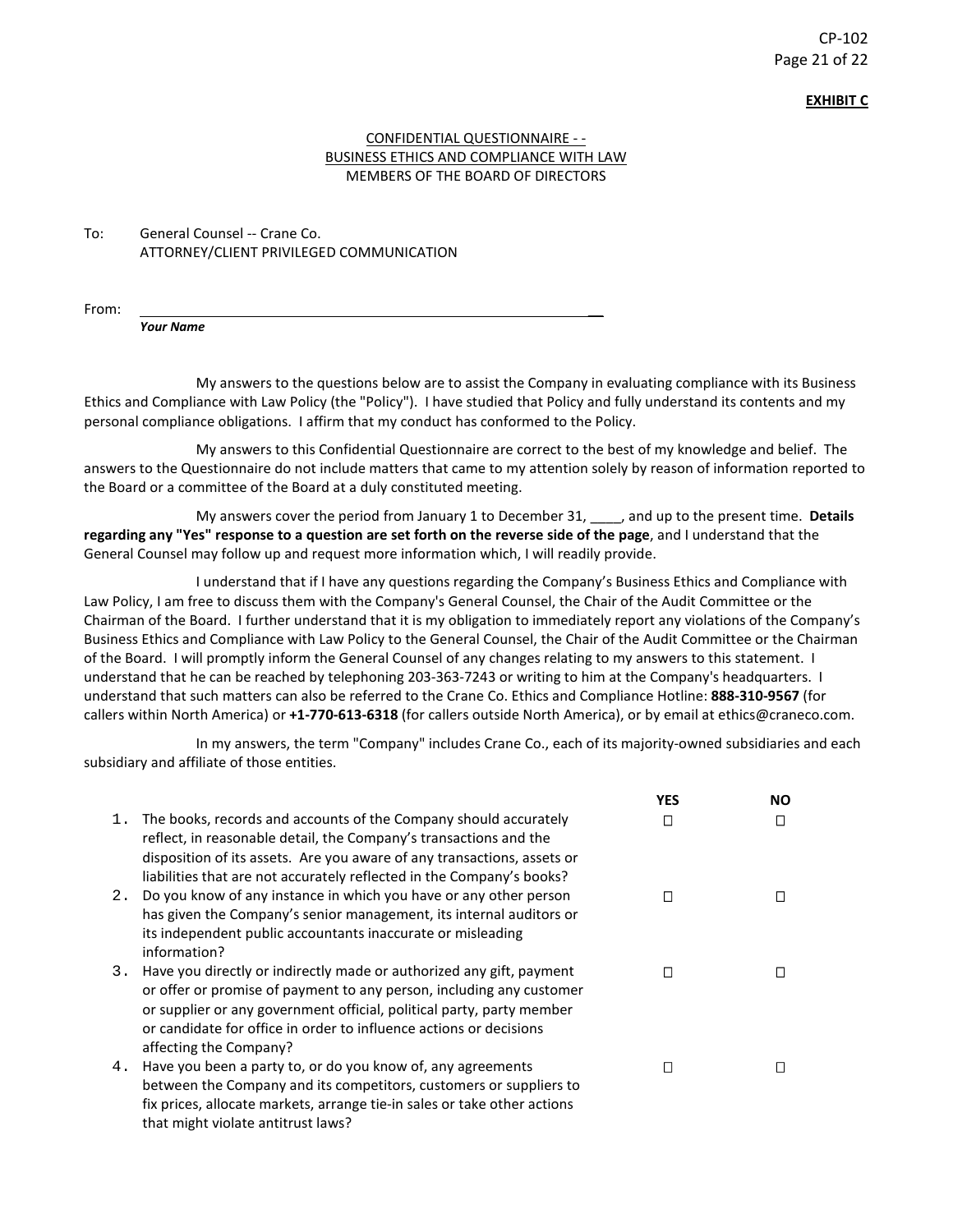**EXHIBIT C**

CONFIDENTIAL QUESTIONNAIRE - -
BUSINESS ETHICS AND COMPLIANCE WITH LAW
MEMBERS OF THE BOARD OF DIRECTORS

To: General Counsel -- Crane Co.
ATTORNEY/CLIENT PRIVILEGED COMMUNICATION

From: ________________________________________
***Your Name***

My answers to the questions below are to assist the Company in evaluating compliance with its Business Ethics and Compliance with Law Policy (the "Policy"). I have studied that Policy and fully understand its contents and my personal compliance obligations. I affirm that my conduct has conformed to the Policy.

My answers to this Confidential Questionnaire are correct to the best of my knowledge and belief. The answers to the Questionnaire do not include matters that came to my attention solely by reason of information reported to the Board or a committee of the Board at a duly constituted meeting.

My answers cover the period from January 1 to December 31, ____, and up to the present time. **Details regarding any "Yes" response to a question are set forth on the reverse side of the page**, and I understand that the General Counsel may follow up and request more information which, I will readily provide.

I understand that if I have any questions regarding the Company's Business Ethics and Compliance with Law Policy, I am free to discuss them with the Company's General Counsel, the Chair of the Audit Committee or the Chairman of the Board. I further understand that it is my obligation to immediately report any violations of the Company's Business Ethics and Compliance with Law Policy to the General Counsel, the Chair of the Audit Committee or the Chairman of the Board. I will promptly inform the General Counsel of any changes relating to my answers to this statement. I understand that he can be reached by telephoning 203-363-7243 or writing to him at the Company's headquarters. I understand that such matters can also be referred to the Crane Co. Ethics and Compliance Hotline: **888-310-9567** (for callers within North America) or **+1-770-613-6318** (for callers outside North America), or by email at ethics@craneco.com.

In my answers, the term "Company" includes Crane Co., each of its majority-owned subsidiaries and each subsidiary and affiliate of those entities.

| | Question | **YES** | **NO** |
|---|---|---|---|
| 1. | The books, records and accounts of the Company should accurately reflect, in reasonable detail, the Company's transactions and the disposition of its assets. Are you aware of any transactions, assets or liabilities that are not accurately reflected in the Company's books? | ☐ | ☐ |
| 2. | Do you know of any instance in which you have or any other person has given the Company's senior management, its internal auditors or its independent public accountants inaccurate or misleading information? | ☐ | ☐ |
| 3. | Have you directly or indirectly made or authorized any gift, payment or offer or promise of payment to any person, including any customer or supplier or any government official, political party, party member or candidate for office in order to influence actions or decisions affecting the Company? | ☐ | ☐ |
| 4. | Have you been a party to, or do you know of, any agreements between the Company and its competitors, customers or suppliers to fix prices, allocate markets, arrange tie-in sales or take other actions that might violate antitrust laws? | ☐ | ☐ |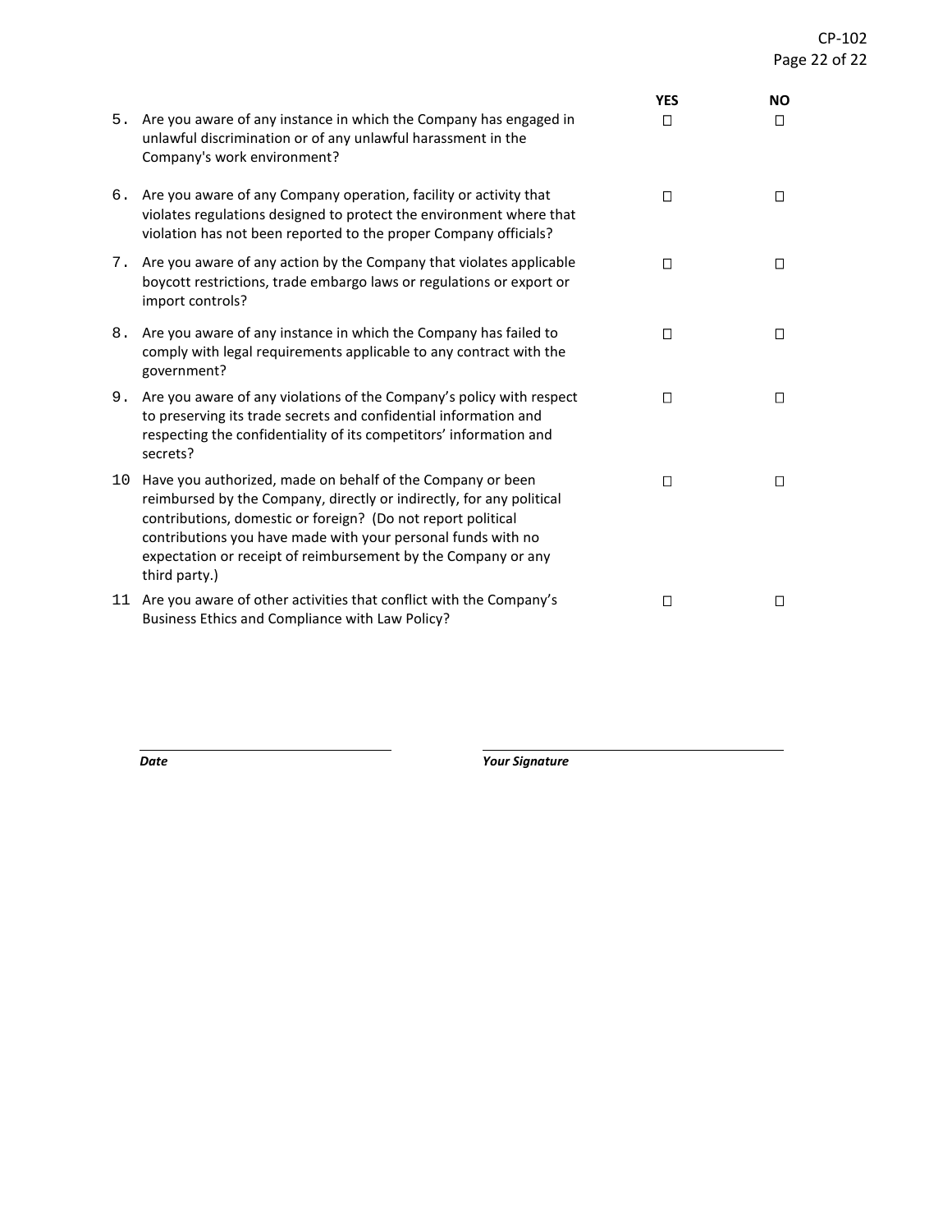| | | YES | NO |
| --- | --- | --- | --- |
| 5. | Are you aware of any instance in which the Company has engaged in unlawful discrimination or of any unlawful harassment in the Company's work environment? | ☐ | ☐ |
| 6. | Are you aware of any Company operation, facility or activity that violates regulations designed to protect the environment where that violation has not been reported to the proper Company officials? | ☐ | ☐ |
| 7. | Are you aware of any action by the Company that violates applicable boycott restrictions, trade embargo laws or regulations or export or import controls? | ☐ | ☐ |
| 8. | Are you aware of any instance in which the Company has failed to comply with legal requirements applicable to any contract with the government? | ☐ | ☐ |
| 9. | Are you aware of any violations of the Company's policy with respect to preserving its trade secrets and confidential information and respecting the confidentiality of its competitors' information and secrets? | ☐ | ☐ |
| 10 | Have you authorized, made on behalf of the Company or been reimbursed by the Company, directly or indirectly, for any political contributions, domestic or foreign? (Do not report political contributions you have made with your personal funds with no expectation or receipt of reimbursement by the Company or any third party.) | ☐ | ☐ |
| 11 | Are you aware of other activities that conflict with the Company's Business Ethics and Compliance with Law Policy? | ☐ | ☐ |

_______________________________ _______________________________

***Date*** ***Your Signature***